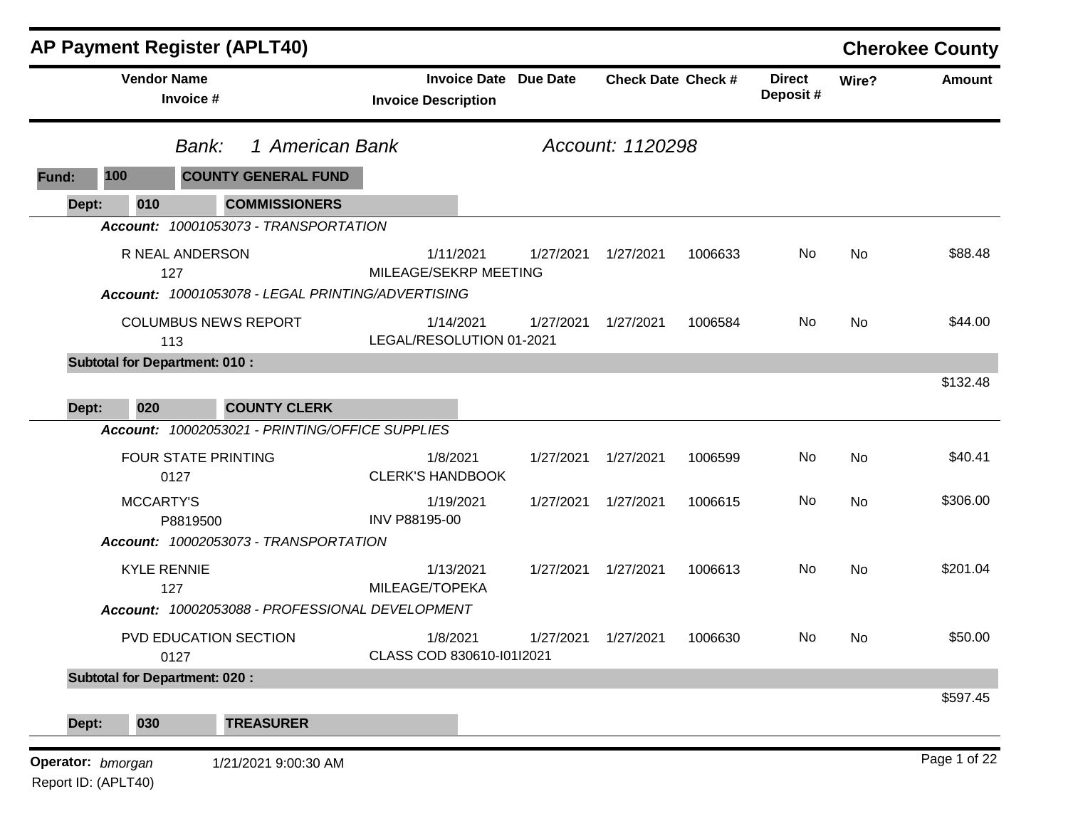# AP Payment Register (APLT40)

**Cherokee County**

| Vendor Name / Invoice # | Invoice Date / Invoice Description | Due Date | Check Date | Check # | Direct Deposit # | Wire? | Amount |
|---|---|---|---|---|---|---|---|

*Bank: 1 American Bank* *Account: 1120298*

**Fund: 100 COUNTY GENERAL FUND**

**Dept: 010 COMMISSIONERS**

*Account: 10001053073 - TRANSPORTATION*

| Vendor Name / Invoice # | Invoice Date / Invoice Description | Due Date | Check Date | Check # | Direct Deposit # | Wire? | Amount |
|---|---|---|---|---|---|---|---|
| R NEAL ANDERSON<br>127 | 1/11/2021<br>MILEAGE/SEKRP MEETING | 1/27/2021 | 1/27/2021 | 1006633 | No | No | $88.48 |

*Account: 10001053078 - LEGAL PRINTING/ADVERTISING*

| Vendor Name / Invoice # | Invoice Date / Invoice Description | Due Date | Check Date | Check # | Direct Deposit # | Wire? | Amount |
|---|---|---|---|---|---|---|---|
| COLUMBUS NEWS REPORT<br>113 | 1/14/2021<br>LEGAL/RESOLUTION 01-2021 | 1/27/2021 | 1/27/2021 | 1006584 | No | No | $44.00 |

**Subtotal for Department: 010 :** $132.48

**Dept: 020 COUNTY CLERK**

*Account: 10002053021 - PRINTING/OFFICE SUPPLIES*

| Vendor Name / Invoice # | Invoice Date / Invoice Description | Due Date | Check Date | Check # | Direct Deposit # | Wire? | Amount |
|---|---|---|---|---|---|---|---|
| FOUR STATE PRINTING<br>0127 | 1/8/2021<br>CLERK'S HANDBOOK | 1/27/2021 | 1/27/2021 | 1006599 | No | No | $40.41 |
| MCCARTY'S<br>P8819500 | 1/19/2021<br>INV P88195-00 | 1/27/2021 | 1/27/2021 | 1006615 | No | No | $306.00 |

*Account: 10002053073 - TRANSPORTATION*

| Vendor Name / Invoice # | Invoice Date / Invoice Description | Due Date | Check Date | Check # | Direct Deposit # | Wire? | Amount |
|---|---|---|---|---|---|---|---|
| KYLE RENNIE<br>127 | 1/13/2021<br>MILEAGE/TOPEKA | 1/27/2021 | 1/27/2021 | 1006613 | No | No | $201.04 |

*Account: 10002053088 - PROFESSIONAL DEVELOPMENT*

| Vendor Name / Invoice # | Invoice Date / Invoice Description | Due Date | Check Date | Check # | Direct Deposit # | Wire? | Amount |
|---|---|---|---|---|---|---|---|
| PVD EDUCATION SECTION<br>0127 | 1/8/2021<br>CLASS COD 830610-I01I2021 | 1/27/2021 | 1/27/2021 | 1006630 | No | No | $50.00 |

**Subtotal for Department: 020 :** $597.45

**Dept: 030 TREASURER**

Operator: *bmorgan* 1/21/2021 9:00:30 AM

Report ID: (APLT40)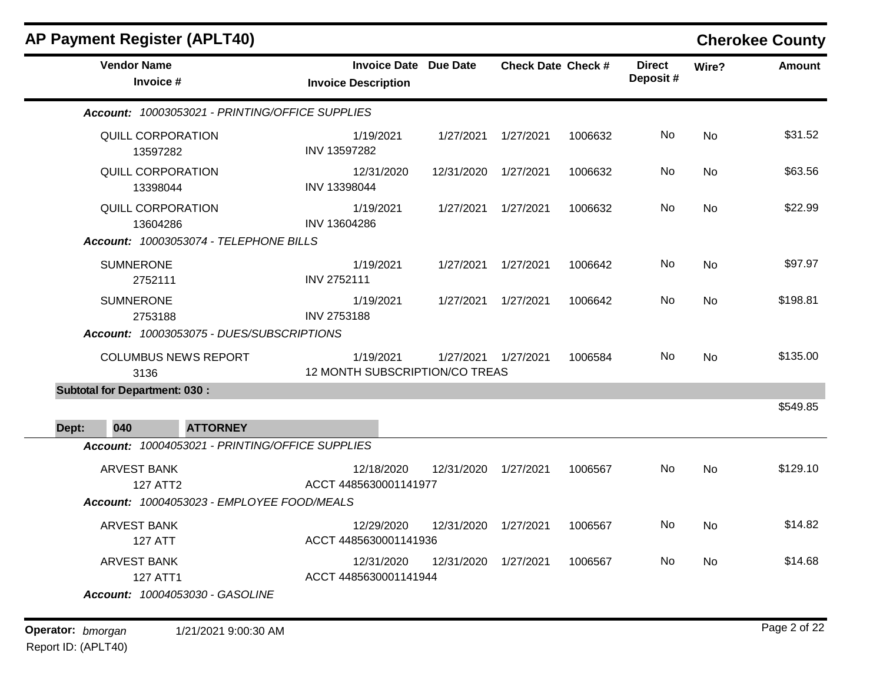## AP Payment Register (APLT40)

**Cherokee County**

| Vendor Name / Invoice # | Invoice Date / Invoice Description | Due Date | Check Date | Check # | Direct Deposit # | Wire? | Amount |
|---|---|---|---|---|---|---|---|
| ***Account:*** *10003053021 - PRINTING/OFFICE SUPPLIES* | | | | | | | |
| QUILL CORPORATION<br>13597282 | 1/19/2021<br>INV 13597282 | 1/27/2021 | 1/27/2021 | 1006632 | No | No | $31.52 |
| QUILL CORPORATION<br>13398044 | 12/31/2020<br>INV 13398044 | 12/31/2020 | 1/27/2021 | 1006632 | No | No | $63.56 |
| QUILL CORPORATION<br>13604286 | 1/19/2021<br>INV 13604286 | 1/27/2021 | 1/27/2021 | 1006632 | No | No | $22.99 |
| ***Account:*** *10003053074 - TELEPHONE BILLS* | | | | | | | |
| SUMNERONE<br>2752111 | 1/19/2021<br>INV 2752111 | 1/27/2021 | 1/27/2021 | 1006642 | No | No | $97.97 |
| SUMNERONE<br>2753188 | 1/19/2021<br>INV 2753188 | 1/27/2021 | 1/27/2021 | 1006642 | No | No | $198.81 |
| ***Account:*** *10003053075 - DUES/SUBSCRIPTIONS* | | | | | | | |
| COLUMBUS NEWS REPORT<br>3136 | 1/19/2021<br>12 MONTH SUBSCRIPTION/CO TREAS | 1/27/2021 | 1/27/2021 | 1006584 | No | No | $135.00 |
| **Subtotal for Department: 030 :** | | | | | | | $549.85 |
| **Dept: 040 ATTORNEY** | | | | | | | |
| ***Account:*** *10004053021 - PRINTING/OFFICE SUPPLIES* | | | | | | | |
| ARVEST BANK<br>127 ATT2 | 12/18/2020<br>ACCT 4485630001141977 | 12/31/2020 | 1/27/2021 | 1006567 | No | No | $129.10 |
| ***Account:*** *10004053023 - EMPLOYEE FOOD/MEALS* | | | | | | | |
| ARVEST BANK<br>127 ATT | 12/29/2020<br>ACCT 4485630001141936 | 12/31/2020 | 1/27/2021 | 1006567 | No | No | $14.82 |
| ARVEST BANK<br>127 ATT1 | 12/31/2020<br>ACCT 4485630001141944 | 12/31/2020 | 1/27/2021 | 1006567 | No | No | $14.68 |
| ***Account:*** *10004053030 - GASOLINE* | | | | | | | |

**Operator:** *bmorgan* 1/21/2021 9:00:30 AM

Report ID: (APLT40)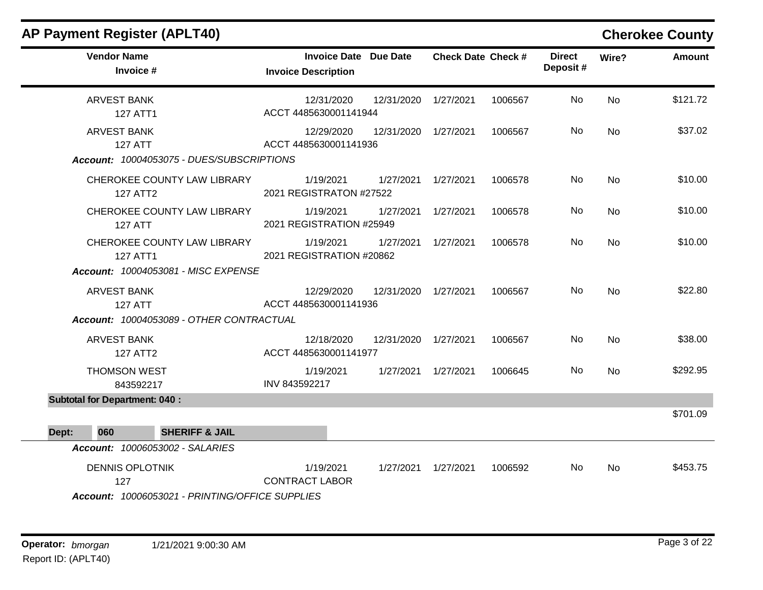# AP Payment Register (APLT40)

## Cherokee County

| Vendor Name / Invoice # | Invoice Date / Invoice Description | Due Date | Check Date | Check # | Direct Deposit # | Wire? | Amount |
|---|---|---|---|---|---|---|---|
| ARVEST BANK<br>127 ATT1 | 12/31/2020<br>ACCT 4485630001141944 | 12/31/2020 | 1/27/2021 | 1006567 | No | No | $121.72 |
| ARVEST BANK<br>127 ATT | 12/29/2020<br>ACCT 4485630001141936 | 12/31/2020 | 1/27/2021 | 1006567 | No | No | $37.02 |
| ***Account:* 10004053075 - DUES/SUBSCRIPTIONS** | | | | | | | |
| CHEROKEE COUNTY LAW LIBRARY<br>127 ATT2 | 1/19/2021<br>2021 REGISTRATON #27522 | 1/27/2021 | 1/27/2021 | 1006578 | No | No | $10.00 |
| CHEROKEE COUNTY LAW LIBRARY<br>127 ATT | 1/19/2021<br>2021 REGISTRATION #25949 | 1/27/2021 | 1/27/2021 | 1006578 | No | No | $10.00 |
| CHEROKEE COUNTY LAW LIBRARY<br>127 ATT1 | 1/19/2021<br>2021 REGISTRATION #20862 | 1/27/2021 | 1/27/2021 | 1006578 | No | No | $10.00 |
| ***Account:* 10004053081 - MISC EXPENSE** | | | | | | | |
| ARVEST BANK<br>127 ATT | 12/29/2020<br>ACCT 4485630001141936 | 12/31/2020 | 1/27/2021 | 1006567 | No | No | $22.80 |
| ***Account:* 10004053089 - OTHER CONTRACTUAL** | | | | | | | |
| ARVEST BANK<br>127 ATT2 | 12/18/2020<br>ACCT 4485630001141977 | 12/31/2020 | 1/27/2021 | 1006567 | No | No | $38.00 |
| THOMSON WEST<br>843592217 | 1/19/2021<br>INV 843592217 | 1/27/2021 | 1/27/2021 | 1006645 | No | No | $292.95 |
| **Subtotal for Department: 040 :** | | | | | | | $701.09 |

**Dept: 060 SHERIFF & JAIL**

| Vendor Name / Invoice # | Invoice Date / Invoice Description | Due Date | Check Date | Check # | Direct Deposit # | Wire? | Amount |
|---|---|---|---|---|---|---|---|
| ***Account:* 10006053002 - SALARIES** | | | | | | | |
| DENNIS OPLOTNIK<br>127 | 1/19/2021<br>CONTRACT LABOR | 1/27/2021 | 1/27/2021 | 1006592 | No | No | $453.75 |
| ***Account:* 10006053021 - PRINTING/OFFICE SUPPLIES** | | | | | | | |

**Operator:** *bmorgan* 1/21/2021 9:00:30 AM

Report ID: (APLT40)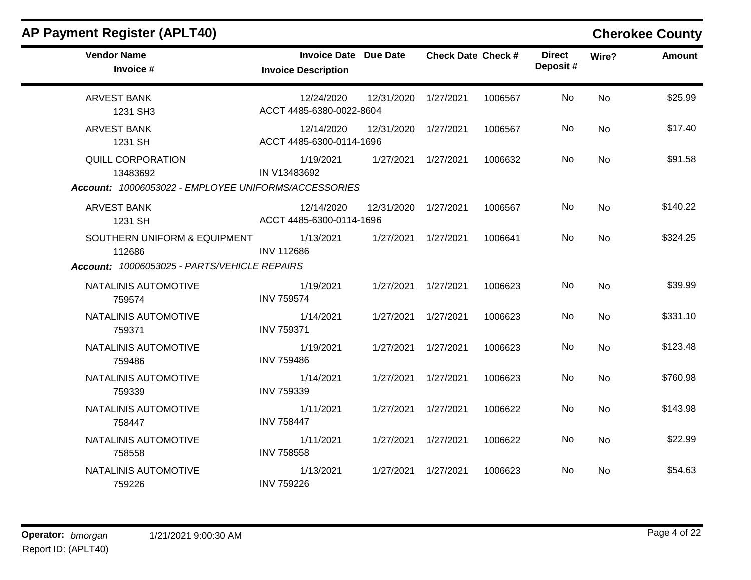## AP Payment Register (APLT40)

**Cherokee County**

| Vendor Name / Invoice # | Invoice Date / Invoice Description | Due Date | Check Date | Check # | Direct Deposit # | Wire? | Amount |
|---|---|---|---|---|---|---|---|
| ARVEST BANK<br>1231 SH3 | 12/24/2020<br>ACCT 4485-6380-0022-8604 | 12/31/2020 | 1/27/2021 | 1006567 | No | No | $25.99 |
| ARVEST BANK<br>1231 SH | 12/14/2020<br>ACCT 4485-6300-0114-1696 | 12/31/2020 | 1/27/2021 | 1006567 | No | No | $17.40 |
| QUILL CORPORATION<br>13483692 | 1/19/2021<br>IN V13483692 | 1/27/2021 | 1/27/2021 | 1006632 | No | No | $91.58 |
| ***Account:** 10006053022 - EMPLOYEE UNIFORMS/ACCESSORIES* | | | | | | | |
| ARVEST BANK<br>1231 SH | 12/14/2020<br>ACCT 4485-6300-0114-1696 | 12/31/2020 | 1/27/2021 | 1006567 | No | No | $140.22 |
| SOUTHERN UNIFORM & EQUIPMENT<br>112686 | 1/13/2021<br>INV 112686 | 1/27/2021 | 1/27/2021 | 1006641 | No | No | $324.25 |
| ***Account:** 10006053025 - PARTS/VEHICLE REPAIRS* | | | | | | | |
| NATALINIS AUTOMOTIVE<br>759574 | 1/19/2021<br>INV 759574 | 1/27/2021 | 1/27/2021 | 1006623 | No | No | $39.99 |
| NATALINIS AUTOMOTIVE<br>759371 | 1/14/2021<br>INV 759371 | 1/27/2021 | 1/27/2021 | 1006623 | No | No | $331.10 |
| NATALINIS AUTOMOTIVE<br>759486 | 1/19/2021<br>INV 759486 | 1/27/2021 | 1/27/2021 | 1006623 | No | No | $123.48 |
| NATALINIS AUTOMOTIVE<br>759339 | 1/14/2021<br>INV 759339 | 1/27/2021 | 1/27/2021 | 1006623 | No | No | $760.98 |
| NATALINIS AUTOMOTIVE<br>758447 | 1/11/2021<br>INV 758447 | 1/27/2021 | 1/27/2021 | 1006622 | No | No | $143.98 |
| NATALINIS AUTOMOTIVE<br>758558 | 1/11/2021<br>INV 758558 | 1/27/2021 | 1/27/2021 | 1006622 | No | No | $22.99 |
| NATALINIS AUTOMOTIVE<br>759226 | 1/13/2021<br>INV 759226 | 1/27/2021 | 1/27/2021 | 1006623 | No | No | $54.63 |

**Operator:** *bmorgan* 1/21/2021 9:00:30 AM

Report ID: (APLT40)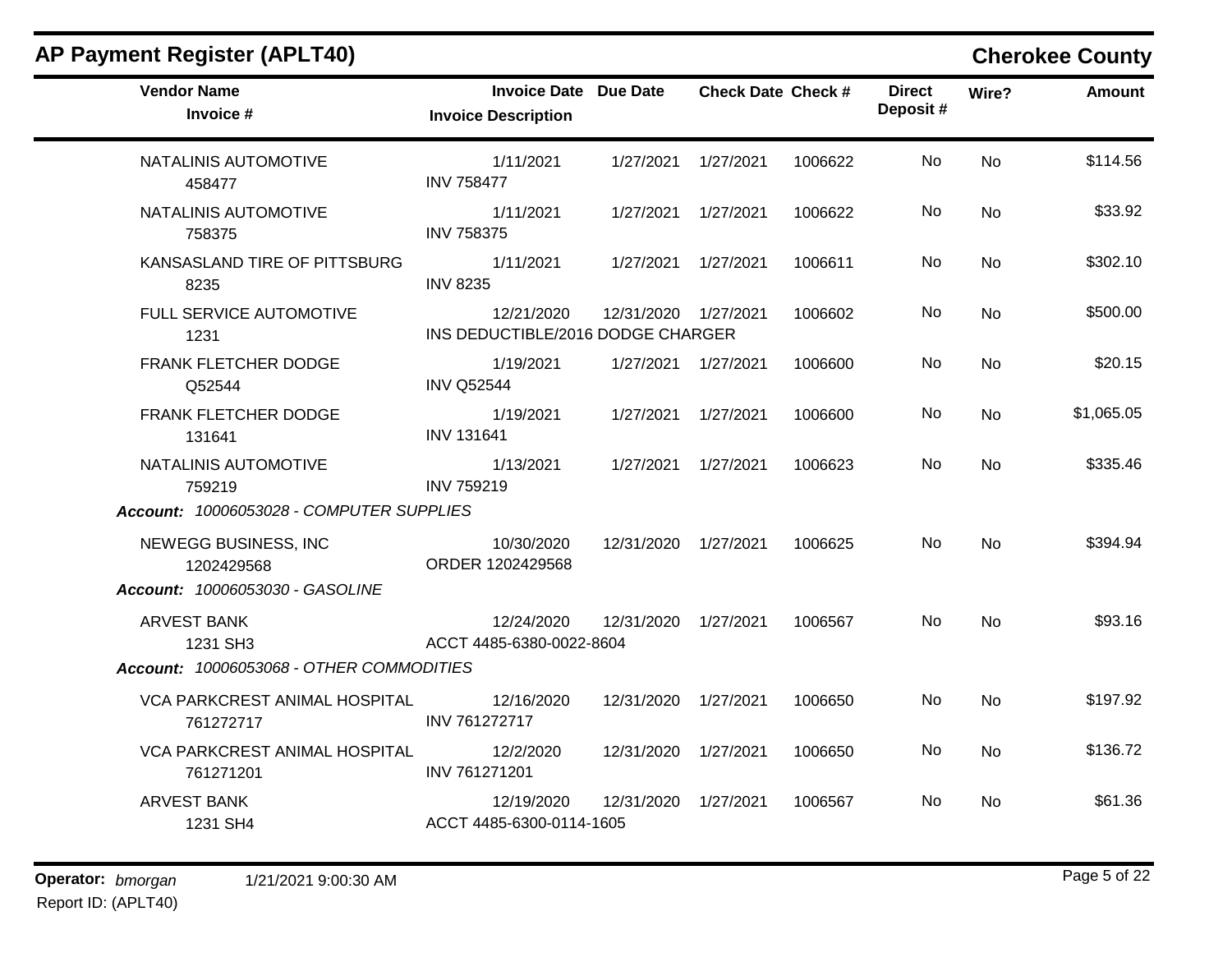## AP Payment Register (APLT40)

**Cherokee County**

| Vendor Name / Invoice # | Invoice Date / Invoice Description | Due Date | Check Date | Check # | Direct Deposit # | Wire? | Amount |
|---|---|---|---|---|---|---|---|
| NATALINIS AUTOMOTIVE<br>458477 | 1/11/2021<br>INV 758477 | 1/27/2021 | 1/27/2021 | 1006622 | No | No | $114.56 |
| NATALINIS AUTOMOTIVE<br>758375 | 1/11/2021<br>INV 758375 | 1/27/2021 | 1/27/2021 | 1006622 | No | No | $33.92 |
| KANSASLAND TIRE OF PITTSBURG<br>8235 | 1/11/2021<br>INV 8235 | 1/27/2021 | 1/27/2021 | 1006611 | No | No | $302.10 |
| FULL SERVICE AUTOMOTIVE<br>1231 | 12/21/2020<br>INS DEDUCTIBLE/2016 DODGE CHARGER | 12/31/2020 | 1/27/2021 | 1006602 | No | No | $500.00 |
| FRANK FLETCHER DODGE<br>Q52544 | 1/19/2021<br>INV Q52544 | 1/27/2021 | 1/27/2021 | 1006600 | No | No | $20.15 |
| FRANK FLETCHER DODGE<br>131641 | 1/19/2021<br>INV 131641 | 1/27/2021 | 1/27/2021 | 1006600 | No | No | $1,065.05 |
| NATALINIS AUTOMOTIVE<br>759219 | 1/13/2021<br>INV 759219 | 1/27/2021 | 1/27/2021 | 1006623 | No | No | $335.46 |
| ***Account:** 10006053028 - COMPUTER SUPPLIES* | | | | | | | |
| NEWEGG BUSINESS, INC<br>1202429568 | 10/30/2020<br>ORDER 1202429568 | 12/31/2020 | 1/27/2021 | 1006625 | No | No | $394.94 |
| ***Account:** 10006053030 - GASOLINE* | | | | | | | |
| ARVEST BANK<br>1231 SH3 | 12/24/2020<br>ACCT 4485-6380-0022-8604 | 12/31/2020 | 1/27/2021 | 1006567 | No | No | $93.16 |
| ***Account:** 10006053068 - OTHER COMMODITIES* | | | | | | | |
| VCA PARKCREST ANIMAL HOSPITAL<br>761272717 | 12/16/2020<br>INV 761272717 | 12/31/2020 | 1/27/2021 | 1006650 | No | No | $197.92 |
| VCA PARKCREST ANIMAL HOSPITAL<br>761271201 | 12/2/2020<br>INV 761271201 | 12/31/2020 | 1/27/2021 | 1006650 | No | No | $136.72 |
| ARVEST BANK<br>1231 SH4 | 12/19/2020<br>ACCT 4485-6300-0114-1605 | 12/31/2020 | 1/27/2021 | 1006567 | No | No | $61.36 |

**Operator:** *bmorgan* 1/21/2021 9:00:30 AM
Report ID: (APLT40)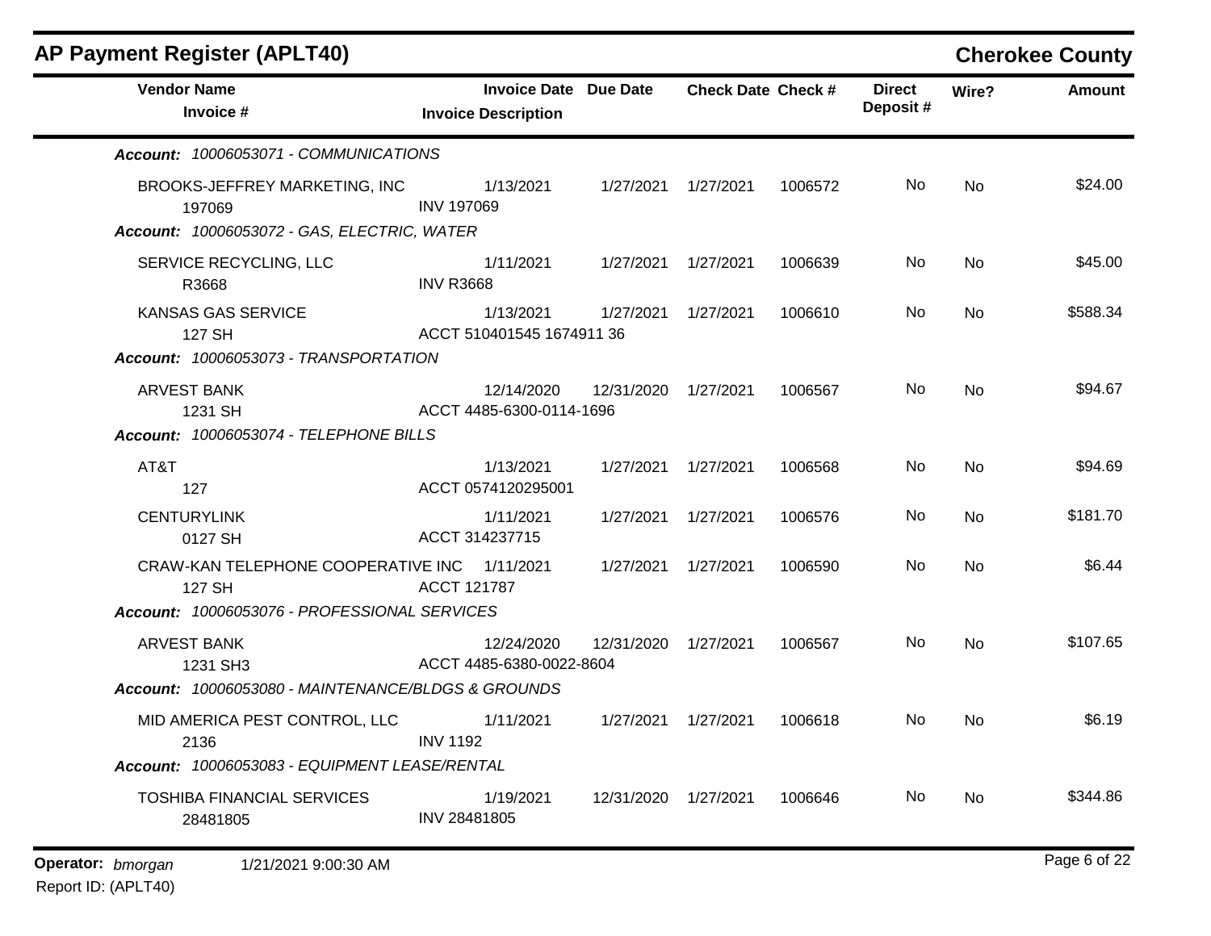## AP Payment Register (APLT40)

**Cherokee County**

| Vendor Name / Invoice # | Invoice Date / Invoice Description | Due Date | Check Date | Check # | Direct Deposit # | Wire? | Amount |
|---|---|---|---|---|---|---|---|
| ***Account:*** *10006053071 - COMMUNICATIONS* | | | | | | | |
| BROOKS-JEFFREY MARKETING, INC<br>197069 | 1/13/2021<br>INV 197069 | 1/27/2021 | 1/27/2021 | 1006572 | No | No | $24.00 |
| ***Account:*** *10006053072 - GAS, ELECTRIC, WATER* | | | | | | | |
| SERVICE RECYCLING, LLC<br>R3668 | 1/11/2021<br>INV R3668 | 1/27/2021 | 1/27/2021 | 1006639 | No | No | $45.00 |
| KANSAS GAS SERVICE<br>127 SH | 1/13/2021<br>ACCT 510401545 1674911 36 | 1/27/2021 | 1/27/2021 | 1006610 | No | No | $588.34 |
| ***Account:*** *10006053073 - TRANSPORTATION* | | | | | | | |
| ARVEST BANK<br>1231 SH | 12/14/2020<br>ACCT 4485-6300-0114-1696 | 12/31/2020 | 1/27/2021 | 1006567 | No | No | $94.67 |
| ***Account:*** *10006053074 - TELEPHONE BILLS* | | | | | | | |
| AT&T<br>127 | 1/13/2021<br>ACCT 0574120295001 | 1/27/2021 | 1/27/2021 | 1006568 | No | No | $94.69 |
| CENTURYLINK<br>0127 SH | 1/11/2021<br>ACCT 314237715 | 1/27/2021 | 1/27/2021 | 1006576 | No | No | $181.70 |
| CRAW-KAN TELEPHONE COOPERATIVE INC<br>127 SH | 1/11/2021<br>ACCT 121787 | 1/27/2021 | 1/27/2021 | 1006590 | No | No | $6.44 |
| ***Account:*** *10006053076 - PROFESSIONAL SERVICES* | | | | | | | |
| ARVEST BANK<br>1231 SH3 | 12/24/2020<br>ACCT 4485-6380-0022-8604 | 12/31/2020 | 1/27/2021 | 1006567 | No | No | $107.65 |
| ***Account:*** *10006053080 - MAINTENANCE/BLDGS & GROUNDS* | | | | | | | |
| MID AMERICA PEST CONTROL, LLC<br>2136 | 1/11/2021<br>INV 1192 | 1/27/2021 | 1/27/2021 | 1006618 | No | No | $6.19 |
| ***Account:*** *10006053083 - EQUIPMENT LEASE/RENTAL* | | | | | | | |
| TOSHIBA FINANCIAL SERVICES<br>28481805 | 1/19/2021<br>INV 28481805 | 12/31/2020 | 1/27/2021 | 1006646 | No | No | $344.86 |

**Operator:** *bmorgan* 1/21/2021 9:00:30 AM

Report ID: (APLT40)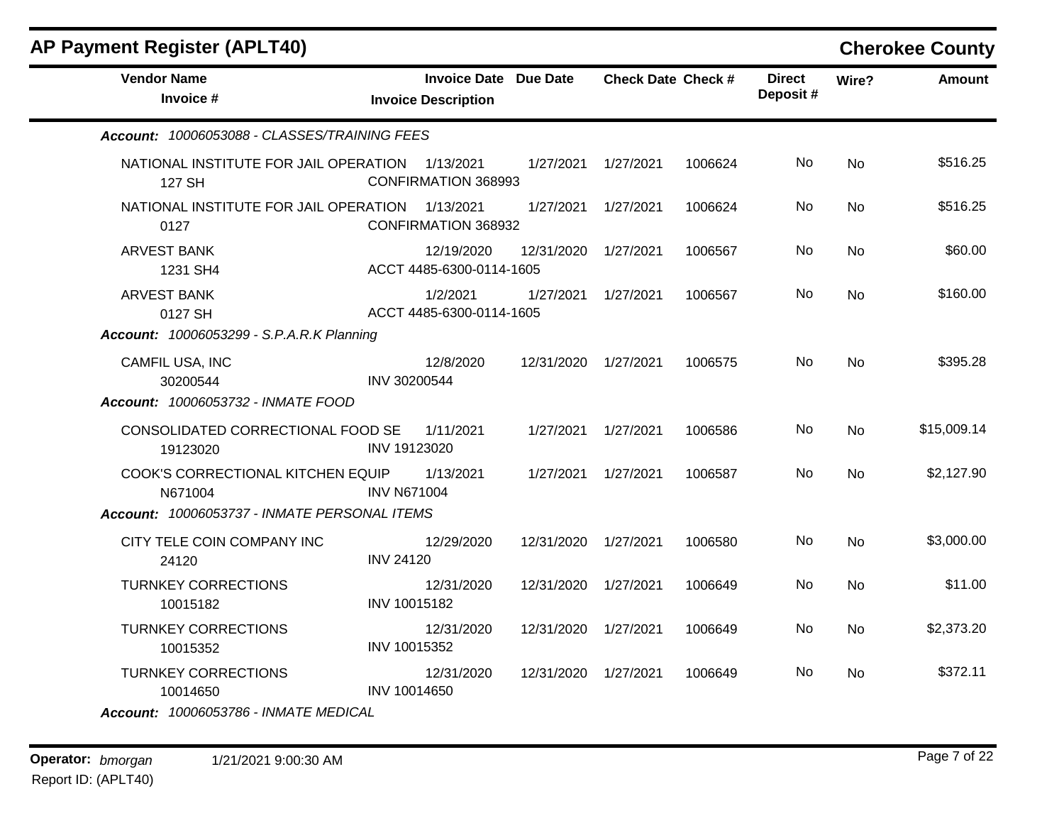## AP Payment Register (APLT40)

**Cherokee County**

| Vendor Name / Invoice # | Invoice Date / Invoice Description | Due Date | Check Date | Check # | Direct Deposit # | Wire? | Amount |
|---|---|---|---|---|---|---|---|
| ***Account:** 10006053088 - CLASSES/TRAINING FEES* | | | | | | | |
| NATIONAL INSTITUTE FOR JAIL OPERATION 127 SH | 1/13/2021 CONFIRMATION 368993 | 1/27/2021 | 1/27/2021 | 1006624 | No | No | $516.25 |
| NATIONAL INSTITUTE FOR JAIL OPERATION 0127 | 1/13/2021 CONFIRMATION 368932 | 1/27/2021 | 1/27/2021 | 1006624 | No | No | $516.25 |
| ARVEST BANK 1231 SH4 | 12/19/2020 ACCT 4485-6300-0114-1605 | 12/31/2020 | 1/27/2021 | 1006567 | No | No | $60.00 |
| ARVEST BANK 0127 SH | 1/2/2021 ACCT 4485-6300-0114-1605 | 1/27/2021 | 1/27/2021 | 1006567 | No | No | $160.00 |
| ***Account:** 10006053299 - S.P.A.R.K Planning* | | | | | | | |
| CAMFIL USA, INC 30200544 | 12/8/2020 INV 30200544 | 12/31/2020 | 1/27/2021 | 1006575 | No | No | $395.28 |
| ***Account:** 10006053732 - INMATE FOOD* | | | | | | | |
| CONSOLIDATED CORRECTIONAL FOOD SE 19123020 | 1/11/2021 INV 19123020 | 1/27/2021 | 1/27/2021 | 1006586 | No | No | $15,009.14 |
| COOK'S CORRECTIONAL KITCHEN EQUIP N671004 | 1/13/2021 INV N671004 | 1/27/2021 | 1/27/2021 | 1006587 | No | No | $2,127.90 |
| ***Account:** 10006053737 - INMATE PERSONAL ITEMS* | | | | | | | |
| CITY TELE COIN COMPANY INC 24120 | 12/29/2020 INV 24120 | 12/31/2020 | 1/27/2021 | 1006580 | No | No | $3,000.00 |
| TURNKEY CORRECTIONS 10015182 | 12/31/2020 INV 10015182 | 12/31/2020 | 1/27/2021 | 1006649 | No | No | $11.00 |
| TURNKEY CORRECTIONS 10015352 | 12/31/2020 INV 10015352 | 12/31/2020 | 1/27/2021 | 1006649 | No | No | $2,373.20 |
| TURNKEY CORRECTIONS 10014650 | 12/31/2020 INV 10014650 | 12/31/2020 | 1/27/2021 | 1006649 | No | No | $372.11 |
| ***Account:** 10006053786 - INMATE MEDICAL* | | | | | | | |

**Operator:** *bmorgan* 1/21/2021 9:00:30 AM
Report ID: (APLT40)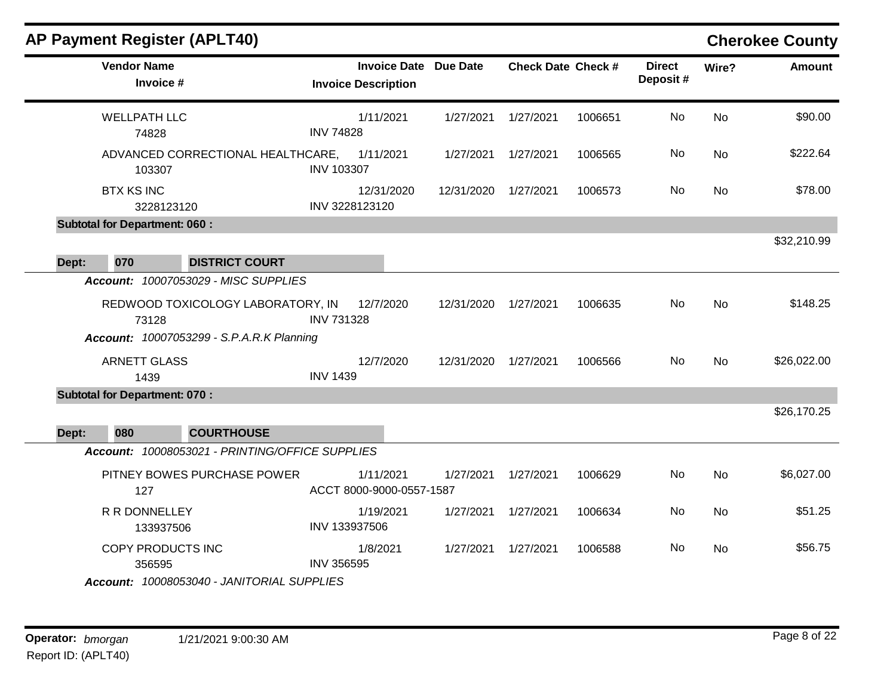# AP Payment Register (APLT40)

## Cherokee County

| Vendor Name / Invoice # | Invoice Date / Invoice Description | Due Date | Check Date | Check # | Direct Deposit # | Wire? | Amount |
|---|---|---|---|---|---|---|---|
| WELLPATH LLC<br>74828 | 1/11/2021<br>INV 74828 | 1/27/2021 | 1/27/2021 | 1006651 | No | No | $90.00 |
| ADVANCED CORRECTIONAL HEALTHCARE,<br>103307 | 1/11/2021<br>INV 103307 | 1/27/2021 | 1/27/2021 | 1006565 | No | No | $222.64 |
| BTX KS INC<br>3228123120 | 12/31/2020<br>INV 3228123120 | 12/31/2020 | 1/27/2021 | 1006573 | No | No | $78.00 |
| **Subtotal for Department: 060 :** | | | | | | | $32,210.99 |
| **Dept: 070 DISTRICT COURT** | | | | | | | |
| ***Account:** 10007053029 - MISC SUPPLIES* | | | | | | | |
| REDWOOD TOXICOLOGY LABORATORY, IN<br>73128 | 12/7/2020<br>INV 731328 | 12/31/2020 | 1/27/2021 | 1006635 | No | No | $148.25 |
| ***Account:** 10007053299 - S.P.A.R.K Planning* | | | | | | | |
| ARNETT GLASS<br>1439 | 12/7/2020<br>INV 1439 | 12/31/2020 | 1/27/2021 | 1006566 | No | No | $26,022.00 |
| **Subtotal for Department: 070 :** | | | | | | | $26,170.25 |
| **Dept: 080 COURTHOUSE** | | | | | | | |
| ***Account:** 10008053021 - PRINTING/OFFICE SUPPLIES* | | | | | | | |
| PITNEY BOWES PURCHASE POWER<br>127 | 1/11/2021<br>ACCT 8000-9000-0557-1587 | 1/27/2021 | 1/27/2021 | 1006629 | No | No | $6,027.00 |
| R R DONNELLEY<br>133937506 | 1/19/2021<br>INV 133937506 | 1/27/2021 | 1/27/2021 | 1006634 | No | No | $51.25 |
| COPY PRODUCTS INC<br>356595 | 1/8/2021<br>INV 356595 | 1/27/2021 | 1/27/2021 | 1006588 | No | No | $56.75 |
| ***Account:** 10008053040 - JANITORIAL SUPPLIES* | | | | | | | |

**Operator:** *bmorgan* 1/21/2021 9:00:30 AM

Report ID: (APLT40)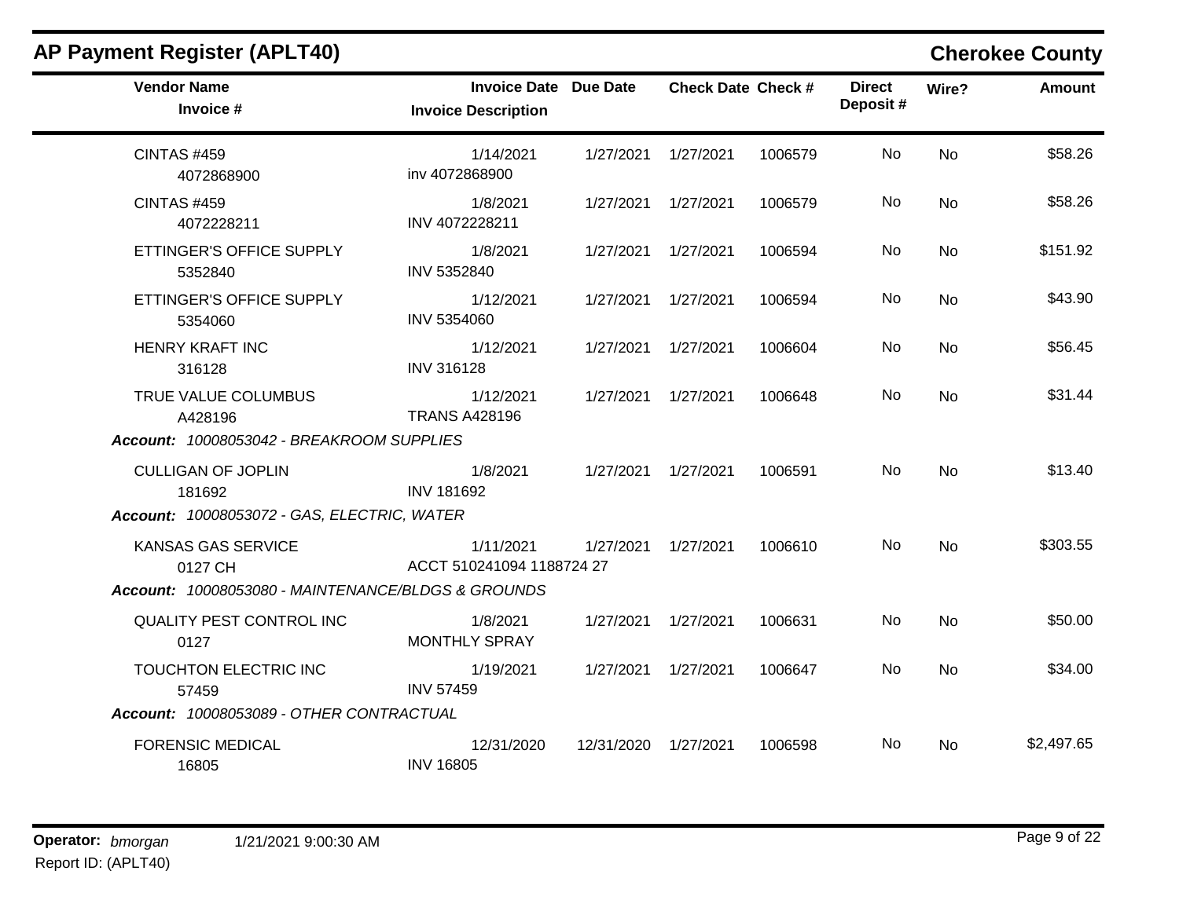## AP Payment Register (APLT40)

## Cherokee County

| Vendor Name / Invoice # | Invoice Date / Invoice Description | Due Date | Check Date | Check # | Direct Deposit # | Wire? | Amount |
|---|---|---|---|---|---|---|---|
| CINTAS #459<br>4072868900 | 1/14/2021<br>inv 4072868900 | 1/27/2021 | 1/27/2021 | 1006579 | No | No | $58.26 |
| CINTAS #459<br>4072228211 | 1/8/2021<br>INV 4072228211 | 1/27/2021 | 1/27/2021 | 1006579 | No | No | $58.26 |
| ETTINGER'S OFFICE SUPPLY<br>5352840 | 1/8/2021<br>INV 5352840 | 1/27/2021 | 1/27/2021 | 1006594 | No | No | $151.92 |
| ETTINGER'S OFFICE SUPPLY<br>5354060 | 1/12/2021<br>INV 5354060 | 1/27/2021 | 1/27/2021 | 1006594 | No | No | $43.90 |
| HENRY KRAFT INC<br>316128 | 1/12/2021<br>INV 316128 | 1/27/2021 | 1/27/2021 | 1006604 | No | No | $56.45 |
| TRUE VALUE COLUMBUS<br>A428196 | 1/12/2021<br>TRANS A428196 | 1/27/2021 | 1/27/2021 | 1006648 | No | No | $31.44 |
| ***Account:*** *10008053042 - BREAKROOM SUPPLIES* | | | | | | | |
| CULLIGAN OF JOPLIN<br>181692 | 1/8/2021<br>INV 181692 | 1/27/2021 | 1/27/2021 | 1006591 | No | No | $13.40 |
| ***Account:*** *10008053072 - GAS, ELECTRIC, WATER* | | | | | | | |
| KANSAS GAS SERVICE<br>0127 CH | 1/11/2021<br>ACCT 510241094 1188724 27 | 1/27/2021 | 1/27/2021 | 1006610 | No | No | $303.55 |
| ***Account:*** *10008053080 - MAINTENANCE/BLDGS & GROUNDS* | | | | | | | |
| QUALITY PEST CONTROL INC<br>0127 | 1/8/2021<br>MONTHLY SPRAY | 1/27/2021 | 1/27/2021 | 1006631 | No | No | $50.00 |
| TOUCHTON ELECTRIC INC<br>57459 | 1/19/2021<br>INV 57459 | 1/27/2021 | 1/27/2021 | 1006647 | No | No | $34.00 |
| ***Account:*** *10008053089 - OTHER CONTRACTUAL* | | | | | | | |
| FORENSIC MEDICAL<br>16805 | 12/31/2020<br>INV 16805 | 12/31/2020 | 1/27/2021 | 1006598 | No | No | $2,497.65 |

**Operator:** *bmorgan* 1/21/2021 9:00:30 AM

Report ID: (APLT40)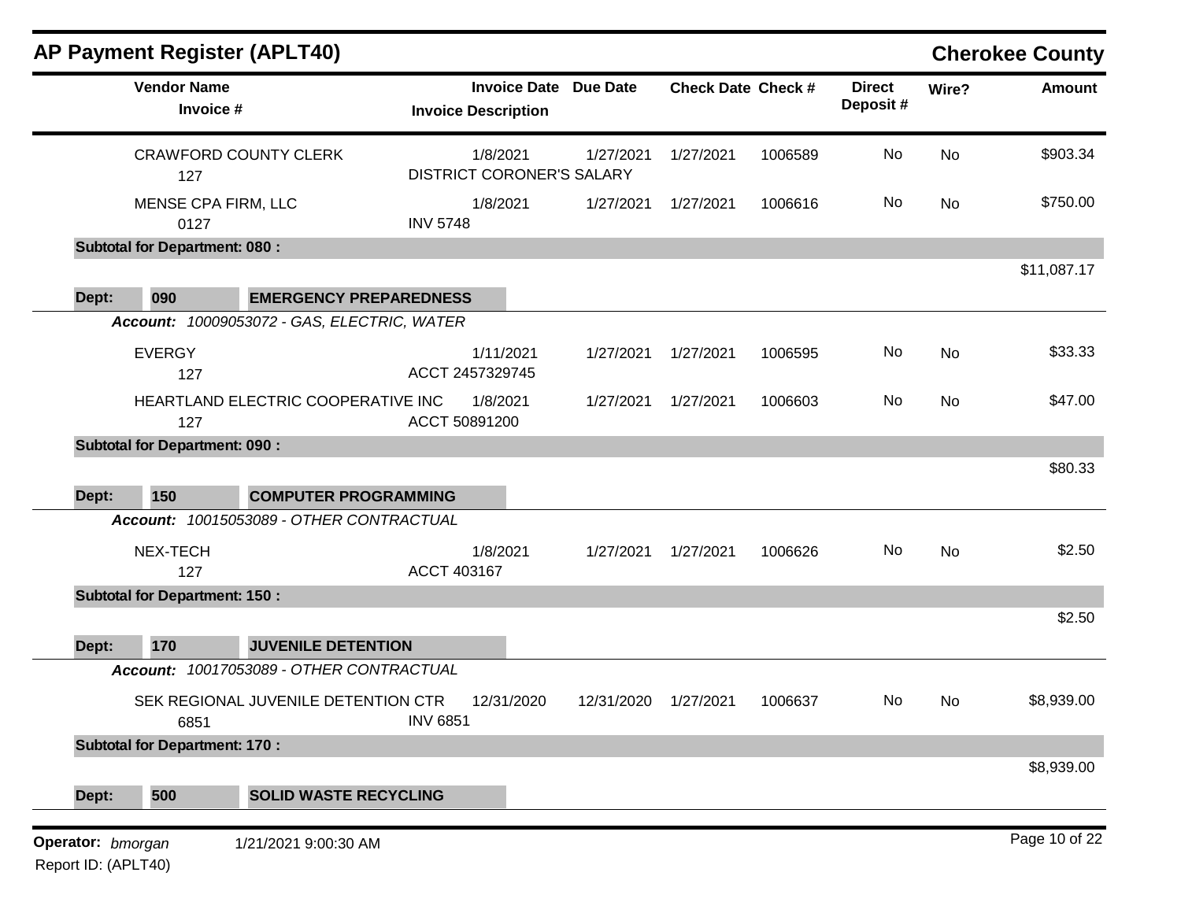## AP Payment Register (APLT40)

**Cherokee County**

| Vendor Name / Invoice # | Invoice Date / Invoice Description | Due Date | Check Date | Check # | Direct Deposit # | Wire? | Amount |
|---|---|---|---|---|---|---|---|
| CRAWFORD COUNTY CLERK<br>127 | 1/8/2021<br>DISTRICT CORONER'S SALARY | 1/27/2021 | 1/27/2021 | 1006589 | No | No | $903.34 |
| MENSE CPA FIRM, LLC<br>0127 | 1/8/2021<br>INV 5748 | 1/27/2021 | 1/27/2021 | 1006616 | No | No | $750.00 |
| **Subtotal for Department: 080 :** | | | | | | | $11,087.17 |

**Dept: 090 EMERGENCY PREPAREDNESS**

***Account:*** *10009053072 - GAS, ELECTRIC, WATER*

| Vendor Name / Invoice # | Invoice Date / Invoice Description | Due Date | Check Date | Check # | Direct Deposit # | Wire? | Amount |
|---|---|---|---|---|---|---|---|
| EVERGY<br>127 | 1/11/2021<br>ACCT 2457329745 | 1/27/2021 | 1/27/2021 | 1006595 | No | No | $33.33 |
| HEARTLAND ELECTRIC COOPERATIVE INC<br>127 | 1/8/2021<br>ACCT 50891200 | 1/27/2021 | 1/27/2021 | 1006603 | No | No | $47.00 |
| **Subtotal for Department: 090 :** | | | | | | | $80.33 |

**Dept: 150 COMPUTER PROGRAMMING**

***Account:*** *10015053089 - OTHER CONTRACTUAL*

| Vendor Name / Invoice # | Invoice Date / Invoice Description | Due Date | Check Date | Check # | Direct Deposit # | Wire? | Amount |
|---|---|---|---|---|---|---|---|
| NEX-TECH<br>127 | 1/8/2021<br>ACCT 403167 | 1/27/2021 | 1/27/2021 | 1006626 | No | No | $2.50 |
| **Subtotal for Department: 150 :** | | | | | | | $2.50 |

**Dept: 170 JUVENILE DETENTION**

***Account:*** *10017053089 - OTHER CONTRACTUAL*

| Vendor Name / Invoice # | Invoice Date / Invoice Description | Due Date | Check Date | Check # | Direct Deposit # | Wire? | Amount |
|---|---|---|---|---|---|---|---|
| SEK REGIONAL JUVENILE DETENTION CTR<br>6851 | 12/31/2020<br>INV 6851 | 12/31/2020 | 1/27/2021 | 1006637 | No | No | $8,939.00 |
| **Subtotal for Department: 170 :** | | | | | | | $8,939.00 |

**Dept: 500 SOLID WASTE RECYCLING**

**Operator:** *bmorgan* 1/21/2021 9:00:30 AM

Report ID: (APLT40)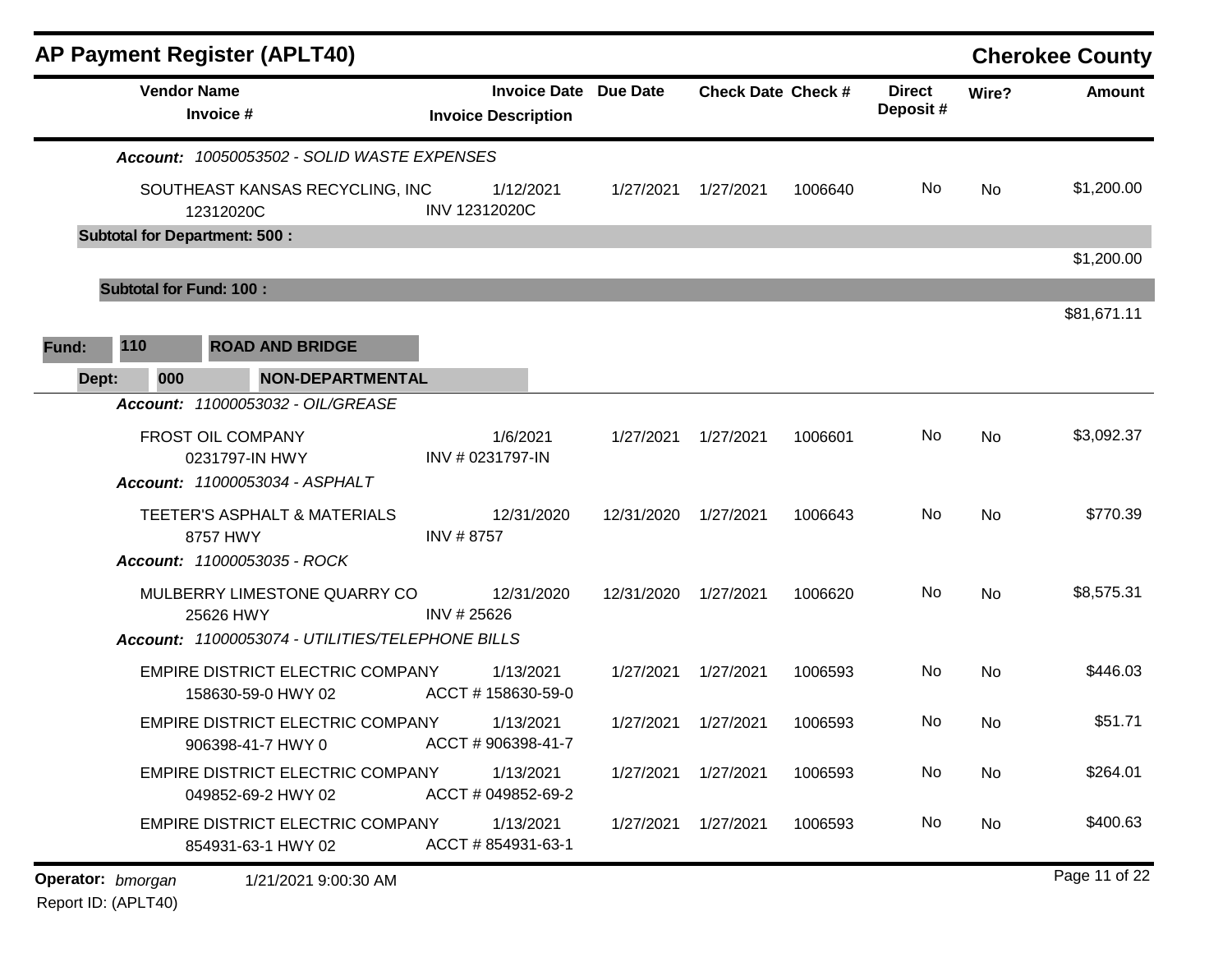## AP Payment Register (APLT40) — Cherokee County

| Vendor Name / Invoice # | Invoice Date / Invoice Description | Due Date | Check Date | Check # | Direct Deposit # | Wire? | Amount |
|---|---|---|---|---|---|---|---|
| ***Account: 10050053502 - SOLID WASTE EXPENSES*** | | | | | | | |
| SOUTHEAST KANSAS RECYCLING, INC / 12312020C | 1/12/2021 / INV 12312020C | 1/27/2021 | 1/27/2021 | 1006640 | No | No | $1,200.00 |
| **Subtotal for Department: 500 :** | | | | | | | $1,200.00 |
| **Subtotal for Fund: 100 :** | | | | | | | $81,671.11 |

**Fund: 110 ROAD AND BRIDGE**

**Dept: 000 NON-DEPARTMENTAL**

| Vendor Name / Invoice # | Invoice Date / Invoice Description | Due Date | Check Date | Check # | Direct Deposit # | Wire? | Amount |
|---|---|---|---|---|---|---|---|
| ***Account: 11000053032 - OIL/GREASE*** | | | | | | | |
| FROST OIL COMPANY / 0231797-IN HWY | 1/6/2021 / INV # 0231797-IN | 1/27/2021 | 1/27/2021 | 1006601 | No | No | $3,092.37 |
| ***Account: 11000053034 - ASPHALT*** | | | | | | | |
| TEETER'S ASPHALT & MATERIALS / 8757 HWY | 12/31/2020 / INV # 8757 | 12/31/2020 | 1/27/2021 | 1006643 | No | No | $770.39 |
| ***Account: 11000053035 - ROCK*** | | | | | | | |
| MULBERRY LIMESTONE QUARRY CO / 25626 HWY | 12/31/2020 / INV # 25626 | 12/31/2020 | 1/27/2021 | 1006620 | No | No | $8,575.31 |
| ***Account: 11000053074 - UTILITIES/TELEPHONE BILLS*** | | | | | | | |
| EMPIRE DISTRICT ELECTRIC COMPANY / 158630-59-0 HWY 02 | 1/13/2021 / ACCT # 158630-59-0 | 1/27/2021 | 1/27/2021 | 1006593 | No | No | $446.03 |
| EMPIRE DISTRICT ELECTRIC COMPANY / 906398-41-7 HWY 0 | 1/13/2021 / ACCT # 906398-41-7 | 1/27/2021 | 1/27/2021 | 1006593 | No | No | $51.71 |
| EMPIRE DISTRICT ELECTRIC COMPANY / 049852-69-2 HWY 02 | 1/13/2021 / ACCT # 049852-69-2 | 1/27/2021 | 1/27/2021 | 1006593 | No | No | $264.01 |
| EMPIRE DISTRICT ELECTRIC COMPANY / 854931-63-1 HWY 02 | 1/13/2021 / ACCT # 854931-63-1 | 1/27/2021 | 1/27/2021 | 1006593 | No | No | $400.63 |

Operator: *bmorgan* 1/21/2021 9:00:30 AM

Report ID: (APLT40)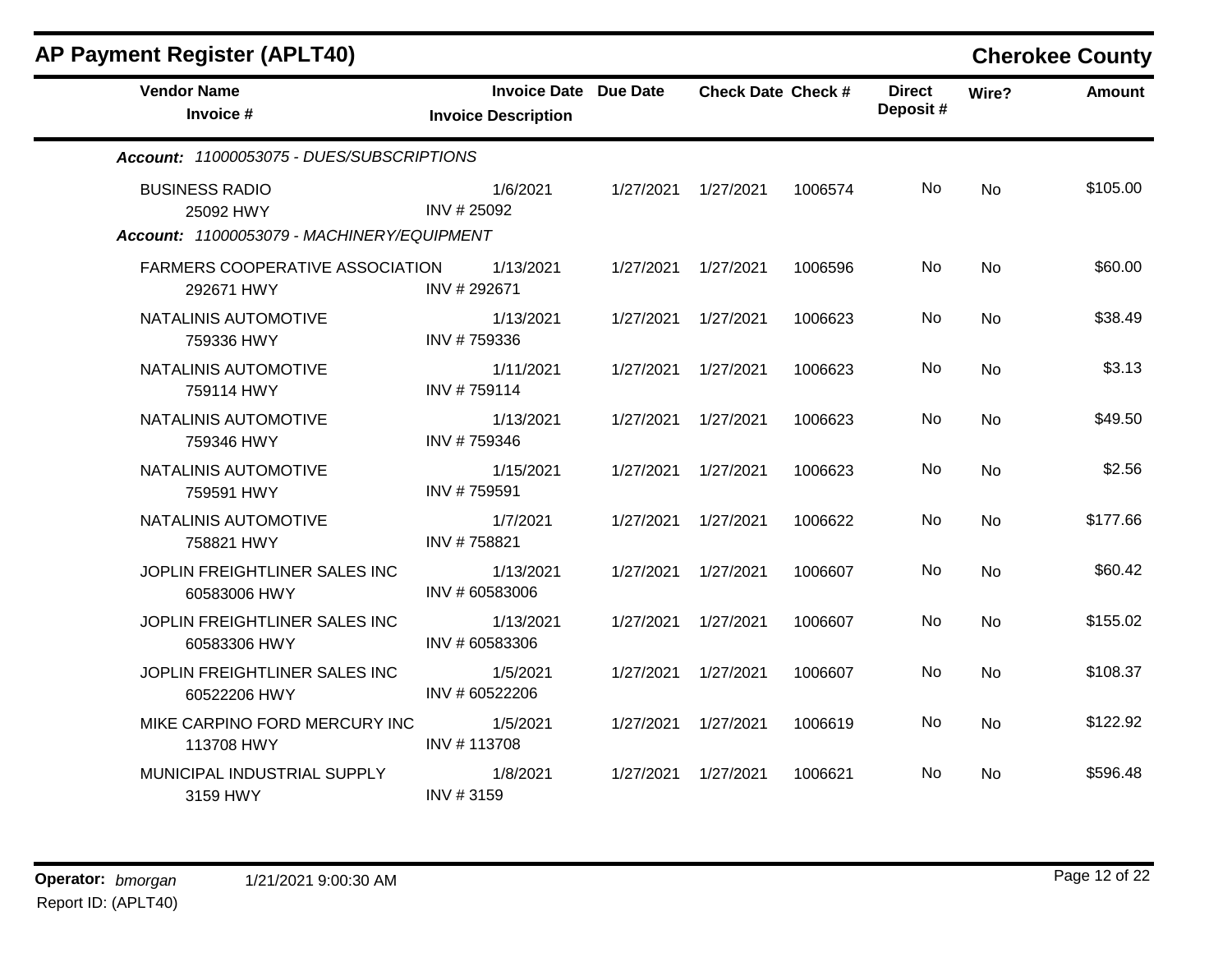## AP Payment Register (APLT40)

**Cherokee County**

| Vendor Name / Invoice # | Invoice Date / Invoice Description | Due Date | Check Date | Check # | Direct Deposit # | Wire? | Amount |
|---|---|---|---|---|---|---|---|
| ***Account: 11000053075 - DUES/SUBSCRIPTIONS*** | | | | | | | |
| BUSINESS RADIO 25092 HWY | 1/6/2021 INV # 25092 | 1/27/2021 | 1/27/2021 | 1006574 | No | No | $105.00 |
| ***Account: 11000053079 - MACHINERY/EQUIPMENT*** | | | | | | | |
| FARMERS COOPERATIVE ASSOCIATION 292671 HWY | 1/13/2021 INV # 292671 | 1/27/2021 | 1/27/2021 | 1006596 | No | No | $60.00 |
| NATALINIS AUTOMOTIVE 759336 HWY | 1/13/2021 INV # 759336 | 1/27/2021 | 1/27/2021 | 1006623 | No | No | $38.49 |
| NATALINIS AUTOMOTIVE 759114 HWY | 1/11/2021 INV # 759114 | 1/27/2021 | 1/27/2021 | 1006623 | No | No | $3.13 |
| NATALINIS AUTOMOTIVE 759346 HWY | 1/13/2021 INV # 759346 | 1/27/2021 | 1/27/2021 | 1006623 | No | No | $49.50 |
| NATALINIS AUTOMOTIVE 759591 HWY | 1/15/2021 INV # 759591 | 1/27/2021 | 1/27/2021 | 1006623 | No | No | $2.56 |
| NATALINIS AUTOMOTIVE 758821 HWY | 1/7/2021 INV # 758821 | 1/27/2021 | 1/27/2021 | 1006622 | No | No | $177.66 |
| JOPLIN FREIGHTLINER SALES INC 60583006 HWY | 1/13/2021 INV # 60583006 | 1/27/2021 | 1/27/2021 | 1006607 | No | No | $60.42 |
| JOPLIN FREIGHTLINER SALES INC 60583306 HWY | 1/13/2021 INV # 60583306 | 1/27/2021 | 1/27/2021 | 1006607 | No | No | $155.02 |
| JOPLIN FREIGHTLINER SALES INC 60522206 HWY | 1/5/2021 INV # 60522206 | 1/27/2021 | 1/27/2021 | 1006607 | No | No | $108.37 |
| MIKE CARPINO FORD MERCURY INC 113708 HWY | 1/5/2021 INV # 113708 | 1/27/2021 | 1/27/2021 | 1006619 | No | No | $122.92 |
| MUNICIPAL INDUSTRIAL SUPPLY 3159 HWY | 1/8/2021 INV # 3159 | 1/27/2021 | 1/27/2021 | 1006621 | No | No | $596.48 |

**Operator:** *bmorgan* 1/21/2021 9:00:30 AM

Report ID: (APLT40)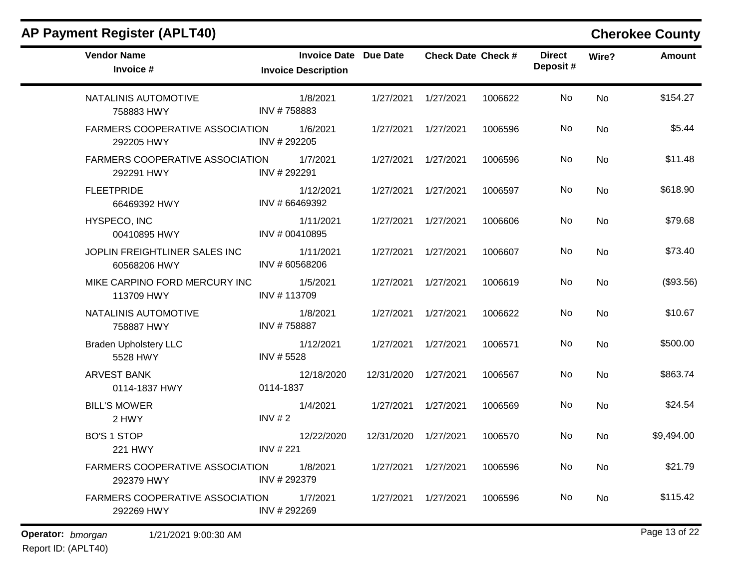## AP Payment Register (APLT40)

## Cherokee County

| Vendor Name / Invoice # | Invoice Date / Invoice Description | Due Date | Check Date | Check # | Direct Deposit # | Wire? | Amount |
|---|---|---|---|---|---|---|---|
| NATALINIS AUTOMOTIVE<br>758883 HWY | 1/8/2021<br>INV # 758883 | 1/27/2021 | 1/27/2021 | 1006622 | No | No | $154.27 |
| FARMERS COOPERATIVE ASSOCIATION<br>292205 HWY | 1/6/2021<br>INV # 292205 | 1/27/2021 | 1/27/2021 | 1006596 | No | No | $5.44 |
| FARMERS COOPERATIVE ASSOCIATION<br>292291 HWY | 1/7/2021<br>INV # 292291 | 1/27/2021 | 1/27/2021 | 1006596 | No | No | $11.48 |
| FLEETPRIDE<br>66469392 HWY | 1/12/2021<br>INV # 66469392 | 1/27/2021 | 1/27/2021 | 1006597 | No | No | $618.90 |
| HYSPECO, INC<br>00410895 HWY | 1/11/2021<br>INV # 00410895 | 1/27/2021 | 1/27/2021 | 1006606 | No | No | $79.68 |
| JOPLIN FREIGHTLINER SALES INC<br>60568206 HWY | 1/11/2021<br>INV # 60568206 | 1/27/2021 | 1/27/2021 | 1006607 | No | No | $73.40 |
| MIKE CARPINO FORD MERCURY INC<br>113709 HWY | 1/5/2021<br>INV # 113709 | 1/27/2021 | 1/27/2021 | 1006619 | No | No | ($93.56) |
| NATALINIS AUTOMOTIVE<br>758887 HWY | 1/8/2021<br>INV # 758887 | 1/27/2021 | 1/27/2021 | 1006622 | No | No | $10.67 |
| Braden Upholstery LLC<br>5528 HWY | 1/12/2021<br>INV # 5528 | 1/27/2021 | 1/27/2021 | 1006571 | No | No | $500.00 |
| ARVEST BANK<br>0114-1837 HWY | 12/18/2020<br>0114-1837 | 12/31/2020 | 1/27/2021 | 1006567 | No | No | $863.74 |
| BILL'S MOWER<br>2 HWY | 1/4/2021<br>INV # 2 | 1/27/2021 | 1/27/2021 | 1006569 | No | No | $24.54 |
| BO'S 1 STOP<br>221 HWY | 12/22/2020<br>INV # 221 | 12/31/2020 | 1/27/2021 | 1006570 | No | No | $9,494.00 |
| FARMERS COOPERATIVE ASSOCIATION<br>292379 HWY | 1/8/2021<br>INV # 292379 | 1/27/2021 | 1/27/2021 | 1006596 | No | No | $21.79 |
| FARMERS COOPERATIVE ASSOCIATION<br>292269 HWY | 1/7/2021<br>INV # 292269 | 1/27/2021 | 1/27/2021 | 1006596 | No | No | $115.42 |

**Operator:** *bmorgan* 1/21/2021 9:00:30 AM

Report ID: (APLT40)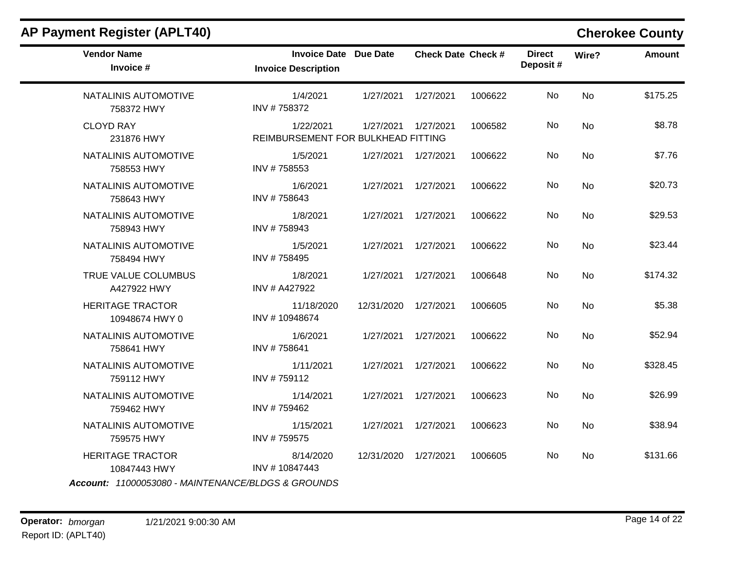## AP Payment Register (APLT40)

**Cherokee County**

| Vendor Name / Invoice # | Invoice Date / Invoice Description | Due Date | Check Date | Check # | Direct Deposit # | Wire? | Amount |
|---|---|---|---|---|---|---|---|
| NATALINIS AUTOMOTIVE<br>758372 HWY | 1/4/2021<br>INV # 758372 | 1/27/2021 | 1/27/2021 | 1006622 | No | No | $175.25 |
| CLOYD RAY<br>231876 HWY | 1/22/2021<br>REIMBURSEMENT FOR BULKHEAD FITTING | 1/27/2021 | 1/27/2021 | 1006582 | No | No | $8.78 |
| NATALINIS AUTOMOTIVE<br>758553 HWY | 1/5/2021<br>INV # 758553 | 1/27/2021 | 1/27/2021 | 1006622 | No | No | $7.76 |
| NATALINIS AUTOMOTIVE<br>758643 HWY | 1/6/2021<br>INV # 758643 | 1/27/2021 | 1/27/2021 | 1006622 | No | No | $20.73 |
| NATALINIS AUTOMOTIVE<br>758943 HWY | 1/8/2021<br>INV # 758943 | 1/27/2021 | 1/27/2021 | 1006622 | No | No | $29.53 |
| NATALINIS AUTOMOTIVE<br>758494 HWY | 1/5/2021<br>INV # 758495 | 1/27/2021 | 1/27/2021 | 1006622 | No | No | $23.44 |
| TRUE VALUE COLUMBUS<br>A427922 HWY | 1/8/2021<br>INV # A427922 | 1/27/2021 | 1/27/2021 | 1006648 | No | No | $174.32 |
| HERITAGE TRACTOR<br>10948674 HWY 0 | 11/18/2020<br>INV # 10948674 | 12/31/2020 | 1/27/2021 | 1006605 | No | No | $5.38 |
| NATALINIS AUTOMOTIVE<br>758641 HWY | 1/6/2021<br>INV # 758641 | 1/27/2021 | 1/27/2021 | 1006622 | No | No | $52.94 |
| NATALINIS AUTOMOTIVE<br>759112 HWY | 1/11/2021<br>INV # 759112 | 1/27/2021 | 1/27/2021 | 1006622 | No | No | $328.45 |
| NATALINIS AUTOMOTIVE<br>759462 HWY | 1/14/2021<br>INV # 759462 | 1/27/2021 | 1/27/2021 | 1006623 | No | No | $26.99 |
| NATALINIS AUTOMOTIVE<br>759575 HWY | 1/15/2021<br>INV # 759575 | 1/27/2021 | 1/27/2021 | 1006623 | No | No | $38.94 |
| HERITAGE TRACTOR<br>10847443 HWY | 8/14/2020<br>INV # 10847443 | 12/31/2020 | 1/27/2021 | 1006605 | No | No | $131.66 |

***Account:*** *11000053080 - MAINTENANCE/BLDGS & GROUNDS*

**Operator:** *bmorgan* 1/21/2021 9:00:30 AM

Report ID: (APLT40)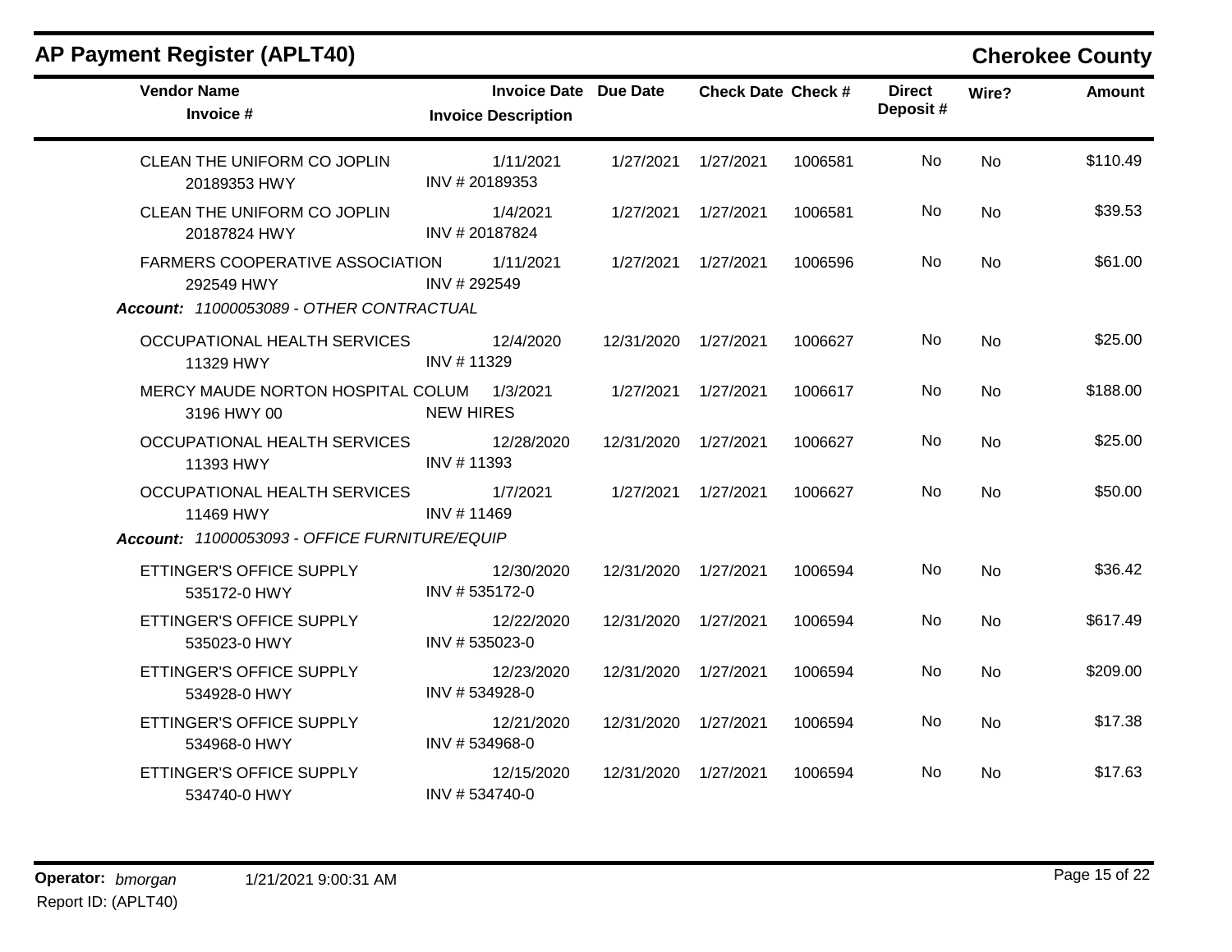# AP Payment Register (APLT40)

**Cherokee County**

| Vendor Name / Invoice # | Invoice Date / Invoice Description | Due Date | Check Date | Check # | Direct Deposit # | Wire? | Amount |
|---|---|---|---|---|---|---|---|
| CLEAN THE UNIFORM CO JOPLIN<br>20189353 HWY | 1/11/2021<br>INV # 20189353 | 1/27/2021 | 1/27/2021 | 1006581 | No | No | $110.49 |
| CLEAN THE UNIFORM CO JOPLIN<br>20187824 HWY | 1/4/2021<br>INV # 20187824 | 1/27/2021 | 1/27/2021 | 1006581 | No | No | $39.53 |
| FARMERS COOPERATIVE ASSOCIATION<br>292549 HWY | 1/11/2021<br>INV # 292549 | 1/27/2021 | 1/27/2021 | 1006596 | No | No | $61.00 |
| ***Account:** 11000053089 - OTHER CONTRACTUAL* | | | | | | | |
| OCCUPATIONAL HEALTH SERVICES<br>11329 HWY | 12/4/2020<br>INV # 11329 | 12/31/2020 | 1/27/2021 | 1006627 | No | No | $25.00 |
| MERCY MAUDE NORTON HOSPITAL COLUM<br>3196 HWY 00 | 1/3/2021<br>NEW HIRES | 1/27/2021 | 1/27/2021 | 1006617 | No | No | $188.00 |
| OCCUPATIONAL HEALTH SERVICES<br>11393 HWY | 12/28/2020<br>INV # 11393 | 12/31/2020 | 1/27/2021 | 1006627 | No | No | $25.00 |
| OCCUPATIONAL HEALTH SERVICES<br>11469 HWY | 1/7/2021<br>INV # 11469 | 1/27/2021 | 1/27/2021 | 1006627 | No | No | $50.00 |
| ***Account:** 11000053093 - OFFICE FURNITURE/EQUIP* | | | | | | | |
| ETTINGER'S OFFICE SUPPLY<br>535172-0 HWY | 12/30/2020<br>INV # 535172-0 | 12/31/2020 | 1/27/2021 | 1006594 | No | No | $36.42 |
| ETTINGER'S OFFICE SUPPLY<br>535023-0 HWY | 12/22/2020<br>INV # 535023-0 | 12/31/2020 | 1/27/2021 | 1006594 | No | No | $617.49 |
| ETTINGER'S OFFICE SUPPLY<br>534928-0 HWY | 12/23/2020<br>INV # 534928-0 | 12/31/2020 | 1/27/2021 | 1006594 | No | No | $209.00 |
| ETTINGER'S OFFICE SUPPLY<br>534968-0 HWY | 12/21/2020<br>INV # 534968-0 | 12/31/2020 | 1/27/2021 | 1006594 | No | No | $17.38 |
| ETTINGER'S OFFICE SUPPLY<br>534740-0 HWY | 12/15/2020<br>INV # 534740-0 | 12/31/2020 | 1/27/2021 | 1006594 | No | No | $17.63 |

**Operator:** *bmorgan* 1/21/2021 9:00:31 AM

Report ID: (APLT40)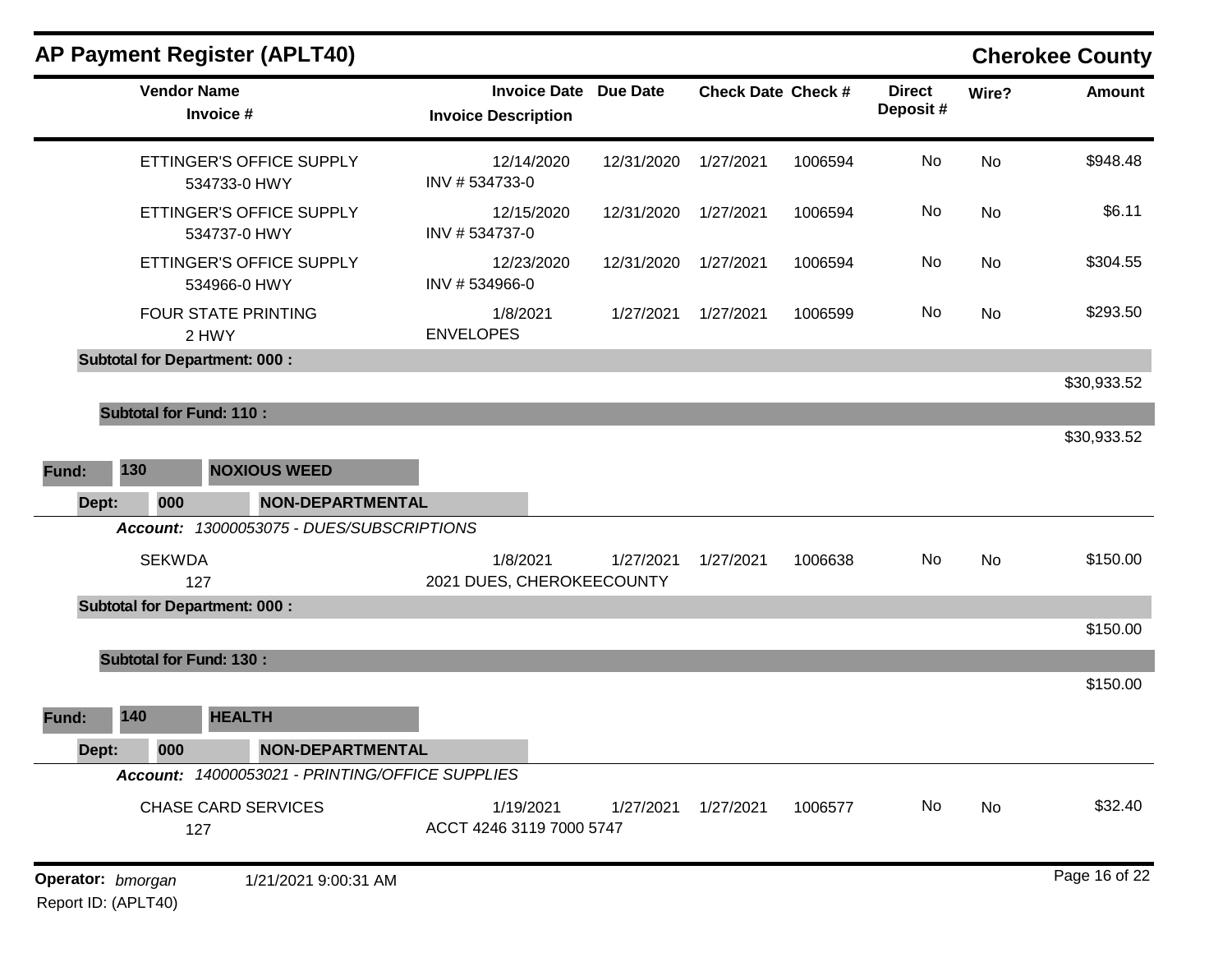## AP Payment Register (APLT40)

**Cherokee County**

| Vendor Name / Invoice # | Invoice Date / Invoice Description | Due Date | Check Date | Check # | Direct Deposit # | Wire? | Amount |
|---|---|---|---|---|---|---|---|
| ETTINGER'S OFFICE SUPPLY<br>534733-0 HWY | 12/14/2020<br>INV # 534733-0 | 12/31/2020 | 1/27/2021 | 1006594 | No | No | $948.48 |
| ETTINGER'S OFFICE SUPPLY<br>534737-0 HWY | 12/15/2020<br>INV # 534737-0 | 12/31/2020 | 1/27/2021 | 1006594 | No | No | $6.11 |
| ETTINGER'S OFFICE SUPPLY<br>534966-0 HWY | 12/23/2020<br>INV # 534966-0 | 12/31/2020 | 1/27/2021 | 1006594 | No | No | $304.55 |
| FOUR STATE PRINTING<br>2 HWY | 1/8/2021<br>ENVELOPES | 1/27/2021 | 1/27/2021 | 1006599 | No | No | $293.50 |
| **Subtotal for Department: 000 :** | | | | | | | $30,933.52 |
| **Subtotal for Fund: 110 :** | | | | | | | $30,933.52 |

**Fund: 130 NOXIOUS WEED**

**Dept: 000 NON-DEPARTMENTAL**

***Account:*** *13000053075 - DUES/SUBSCRIPTIONS*

| Vendor Name / Invoice # | Invoice Date / Invoice Description | Due Date | Check Date | Check # | Direct Deposit # | Wire? | Amount |
|---|---|---|---|---|---|---|---|
| SEKWDA<br>127 | 1/8/2021<br>2021 DUES, CHEROKEECOUNTY | 1/27/2021 | 1/27/2021 | 1006638 | No | No | $150.00 |
| **Subtotal for Department: 000 :** | | | | | | | $150.00 |
| **Subtotal for Fund: 130 :** | | | | | | | $150.00 |

**Fund: 140 HEALTH**

**Dept: 000 NON-DEPARTMENTAL**

***Account:*** *14000053021 - PRINTING/OFFICE SUPPLIES*

| Vendor Name / Invoice # | Invoice Date / Invoice Description | Due Date | Check Date | Check # | Direct Deposit # | Wire? | Amount |
|---|---|---|---|---|---|---|---|
| CHASE CARD SERVICES<br>127 | 1/19/2021<br>ACCT 4246 3119 7000 5747 | 1/27/2021 | 1/27/2021 | 1006577 | No | No | $32.40 |

**Operator:** *bmorgan* 1/21/2021 9:00:31 AM

Report ID: (APLT40)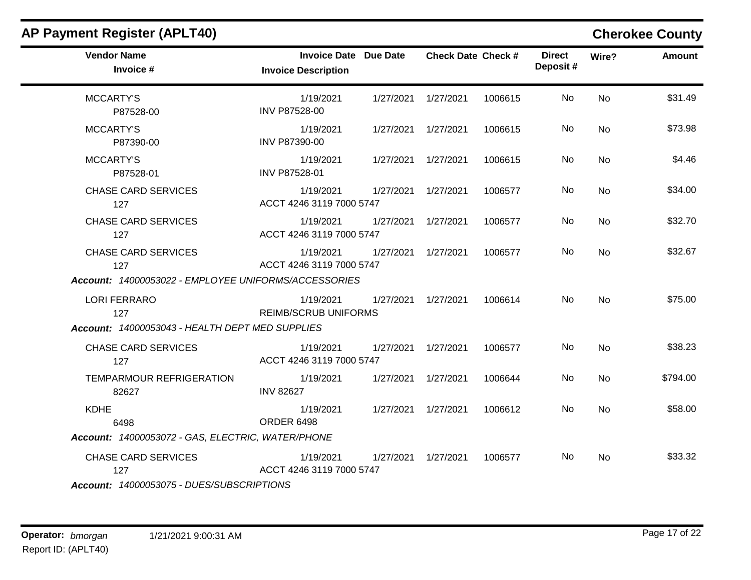## AP Payment Register (APLT40)

**Cherokee County**

| Vendor Name / Invoice # | Invoice Date / Invoice Description | Due Date | Check Date | Check # | Direct Deposit # | Wire? | Amount |
|---|---|---|---|---|---|---|---|
| MCCARTY'S<br>P87528-00 | 1/19/2021<br>INV P87528-00 | 1/27/2021 | 1/27/2021 | 1006615 | No | No | $31.49 |
| MCCARTY'S<br>P87390-00 | 1/19/2021<br>INV P87390-00 | 1/27/2021 | 1/27/2021 | 1006615 | No | No | $73.98 |
| MCCARTY'S<br>P87528-01 | 1/19/2021<br>INV P87528-01 | 1/27/2021 | 1/27/2021 | 1006615 | No | No | $4.46 |
| CHASE CARD SERVICES<br>127 | 1/19/2021<br>ACCT 4246 3119 7000 5747 | 1/27/2021 | 1/27/2021 | 1006577 | No | No | $34.00 |
| CHASE CARD SERVICES<br>127 | 1/19/2021<br>ACCT 4246 3119 7000 5747 | 1/27/2021 | 1/27/2021 | 1006577 | No | No | $32.70 |
| CHASE CARD SERVICES<br>127 | 1/19/2021<br>ACCT 4246 3119 7000 5747 | 1/27/2021 | 1/27/2021 | 1006577 | No | No | $32.67 |
| ***Account:*** *14000053022 - EMPLOYEE UNIFORMS/ACCESSORIES* | | | | | | | |
| LORI FERRARO<br>127 | 1/19/2021<br>REIMB/SCRUB UNIFORMS | 1/27/2021 | 1/27/2021 | 1006614 | No | No | $75.00 |
| ***Account:*** *14000053043 - HEALTH DEPT MED SUPPLIES* | | | | | | | |
| CHASE CARD SERVICES<br>127 | 1/19/2021<br>ACCT 4246 3119 7000 5747 | 1/27/2021 | 1/27/2021 | 1006577 | No | No | $38.23 |
| TEMPARMOUR REFRIGERATION<br>82627 | 1/19/2021<br>INV 82627 | 1/27/2021 | 1/27/2021 | 1006644 | No | No | $794.00 |
| KDHE<br>6498 | 1/19/2021<br>ORDER 6498 | 1/27/2021 | 1/27/2021 | 1006612 | No | No | $58.00 |
| ***Account:*** *14000053072 - GAS, ELECTRIC, WATER/PHONE* | | | | | | | |
| CHASE CARD SERVICES<br>127 | 1/19/2021<br>ACCT 4246 3119 7000 5747 | 1/27/2021 | 1/27/2021 | 1006577 | No | No | $33.32 |
| ***Account:*** *14000053075 - DUES/SUBSCRIPTIONS* | | | | | | | |

**Operator:** *bmorgan* 1/21/2021 9:00:31 AM
Report ID: (APLT40)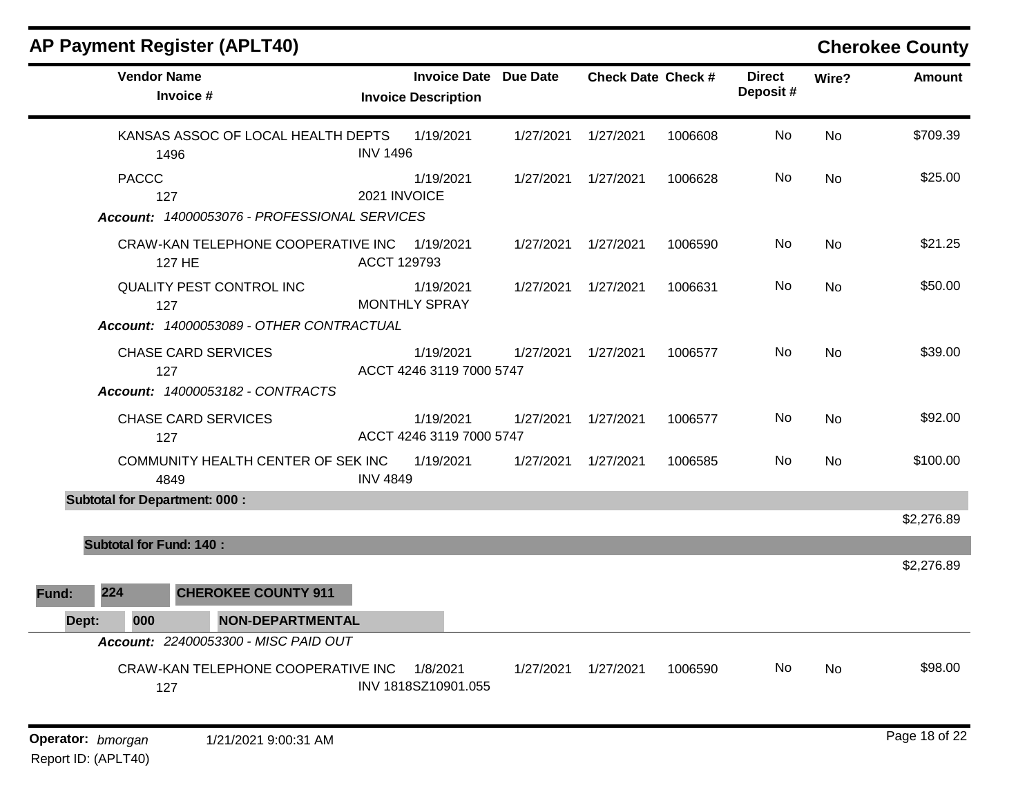## AP Payment Register (APLT40)

**Cherokee County**

| Vendor Name / Invoice # | Invoice Date / Invoice Description | Due Date | Check Date | Check # | Direct Deposit # | Wire? | Amount |
|---|---|---|---|---|---|---|---|
| KANSAS ASSOC OF LOCAL HEALTH DEPTS<br>1496 | 1/19/2021<br>INV 1496 | 1/27/2021 | 1/27/2021 | 1006608 | No | No | $709.39 |
| PACCC<br>127 | 1/19/2021<br>2021 INVOICE | 1/27/2021 | 1/27/2021 | 1006628 | No | No | $25.00 |
| ***Account: 14000053076 - PROFESSIONAL SERVICES*** | | | | | | | |
| CRAW-KAN TELEPHONE COOPERATIVE INC<br>127 HE | 1/19/2021<br>ACCT 129793 | 1/27/2021 | 1/27/2021 | 1006590 | No | No | $21.25 |
| QUALITY PEST CONTROL INC<br>127 | 1/19/2021<br>MONTHLY SPRAY | 1/27/2021 | 1/27/2021 | 1006631 | No | No | $50.00 |
| ***Account: 14000053089 - OTHER CONTRACTUAL*** | | | | | | | |
| CHASE CARD SERVICES<br>127 | 1/19/2021<br>ACCT 4246 3119 7000 5747 | 1/27/2021 | 1/27/2021 | 1006577 | No | No | $39.00 |
| ***Account: 14000053182 - CONTRACTS*** | | | | | | | |
| CHASE CARD SERVICES<br>127 | 1/19/2021<br>ACCT 4246 3119 7000 5747 | 1/27/2021 | 1/27/2021 | 1006577 | No | No | $92.00 |
| COMMUNITY HEALTH CENTER OF SEK INC<br>4849 | 1/19/2021<br>INV 4849 | 1/27/2021 | 1/27/2021 | 1006585 | No | No | $100.00 |
| **Subtotal for Department: 000 :** | | | | | | | $2,276.89 |
| **Subtotal for Fund: 140 :** | | | | | | | $2,276.89 |

**Fund: 224 CHEROKEE COUNTY 911**

**Dept: 000 NON-DEPARTMENTAL**

| Vendor Name / Invoice # | Invoice Date / Invoice Description | Due Date | Check Date | Check # | Direct Deposit # | Wire? | Amount |
|---|---|---|---|---|---|---|---|
| ***Account: 22400053300 - MISC PAID OUT*** | | | | | | | |
| CRAW-KAN TELEPHONE COOPERATIVE INC<br>127 | 1/8/2021<br>INV 1818SZ10901.055 | 1/27/2021 | 1/27/2021 | 1006590 | No | No | $98.00 |

Operator: *bmorgan* 1/21/2021 9:00:31 AM
Report ID: (APLT40)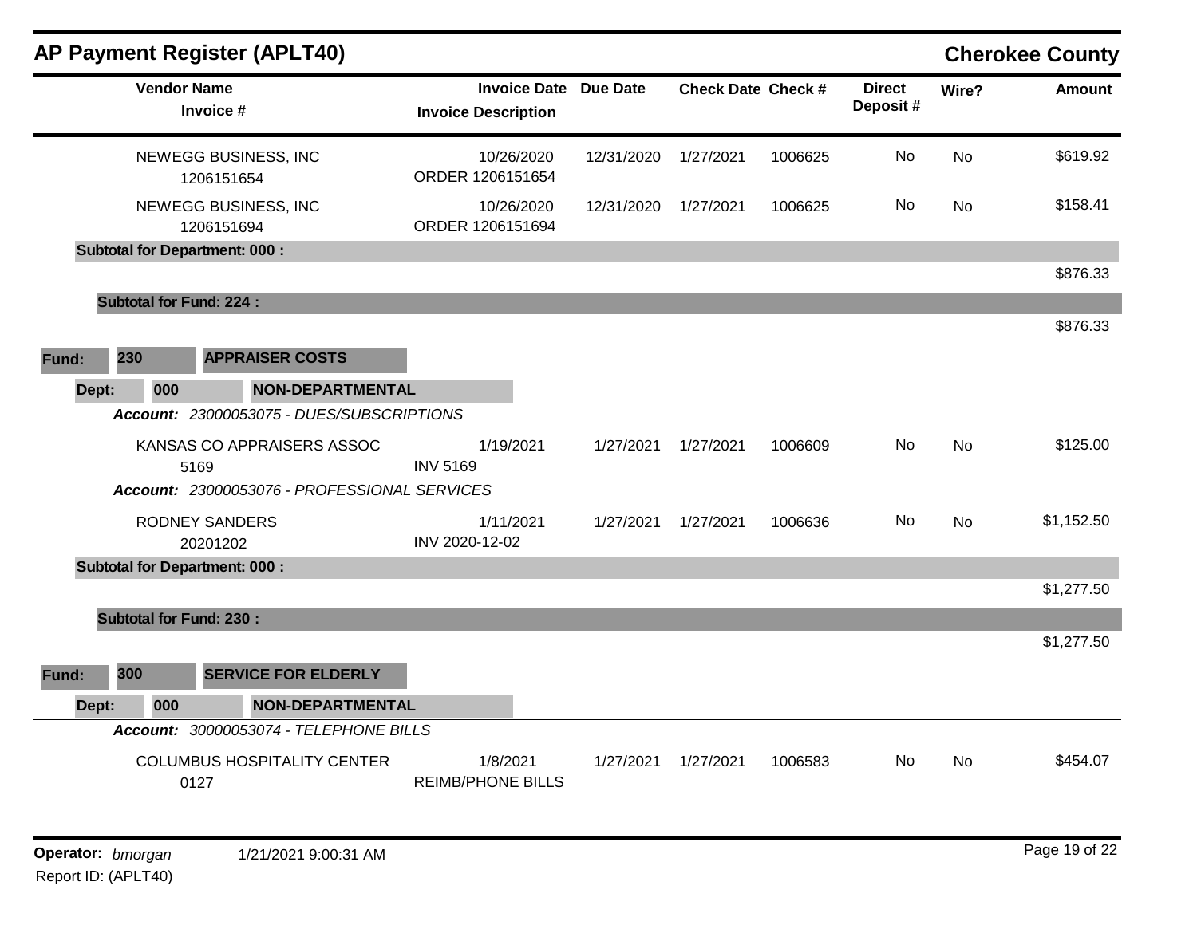# AP Payment Register (APLT40)

**Cherokee County**

| Vendor Name / Invoice # | Invoice Date / Invoice Description | Due Date | Check Date | Check # | Direct Deposit # | Wire? | Amount |
|---|---|---|---|---|---|---|---|
| NEWEGG BUSINESS, INC<br>1206151654 | 10/26/2020<br>ORDER 1206151654 | 12/31/2020 | 1/27/2021 | 1006625 | No | No | $619.92 |
| NEWEGG BUSINESS, INC<br>1206151694 | 10/26/2020<br>ORDER 1206151694 | 12/31/2020 | 1/27/2021 | 1006625 | No | No | $158.41 |
| **Subtotal for Department: 000 :** | | | | | | | $876.33 |
| **Subtotal for Fund: 224 :** | | | | | | | $876.33 |

**Fund: 230 APPRAISER COSTS**

**Dept: 000 NON-DEPARTMENTAL**

| Vendor Name / Invoice # | Invoice Date / Invoice Description | Due Date | Check Date | Check # | Direct Deposit # | Wire? | Amount |
|---|---|---|---|---|---|---|---|
| ***Account: 23000053075 - DUES/SUBSCRIPTIONS*** | | | | | | | |
| KANSAS CO APPRAISERS ASSOC<br>5169 | 1/19/2021<br>INV 5169 | 1/27/2021 | 1/27/2021 | 1006609 | No | No | $125.00 |
| ***Account: 23000053076 - PROFESSIONAL SERVICES*** | | | | | | | |
| RODNEY SANDERS<br>20201202 | 1/11/2021<br>INV 2020-12-02 | 1/27/2021 | 1/27/2021 | 1006636 | No | No | $1,152.50 |
| **Subtotal for Department: 000 :** | | | | | | | $1,277.50 |
| **Subtotal for Fund: 230 :** | | | | | | | $1,277.50 |

**Fund: 300 SERVICE FOR ELDERLY**

**Dept: 000 NON-DEPARTMENTAL**

| Vendor Name / Invoice # | Invoice Date / Invoice Description | Due Date | Check Date | Check # | Direct Deposit # | Wire? | Amount |
|---|---|---|---|---|---|---|---|
| ***Account: 30000053074 - TELEPHONE BILLS*** | | | | | | | |
| COLUMBUS HOSPITALITY CENTER<br>0127 | 1/8/2021<br>REIMB/PHONE BILLS | 1/27/2021 | 1/27/2021 | 1006583 | No | No | $454.07 |

**Operator:** *bmorgan* 1/21/2021 9:00:31 AM

Report ID: (APLT40)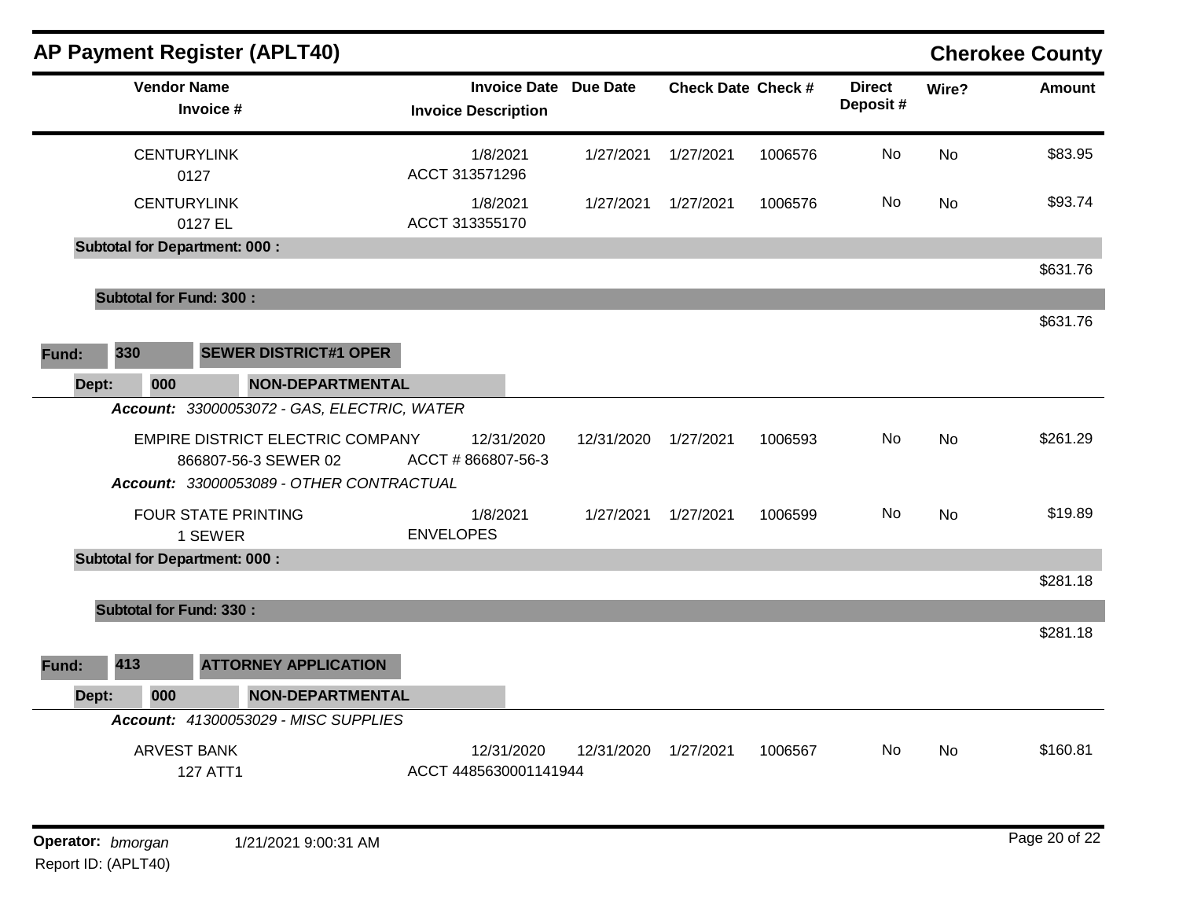## AP Payment Register (APLT40)

**Cherokee County**

| Vendor Name / Invoice # | Invoice Date / Invoice Description | Due Date | Check Date | Check # | Direct Deposit # | Wire? | Amount |
|---|---|---|---|---|---|---|---|
| CENTURYLINK<br>0127 | 1/8/2021<br>ACCT 313571296 | 1/27/2021 | 1/27/2021 | 1006576 | No | No | $83.95 |
| CENTURYLINK<br>0127 EL | 1/8/2021<br>ACCT 313355170 | 1/27/2021 | 1/27/2021 | 1006576 | No | No | $93.74 |
| **Subtotal for Department: 000 :** | | | | | | | $631.76 |
| **Subtotal for Fund: 300 :** | | | | | | | $631.76 |

**Fund:** 330 **SEWER DISTRICT#1 OPER**

**Dept:** 000 **NON-DEPARTMENTAL**

| Vendor Name / Invoice # | Invoice Date / Invoice Description | Due Date | Check Date | Check # | Direct Deposit # | Wire? | Amount |
|---|---|---|---|---|---|---|---|
| ***Account:** 33000053072 - GAS, ELECTRIC, WATER* | | | | | | | |
| EMPIRE DISTRICT ELECTRIC COMPANY<br>866807-56-3 SEWER 02 | 12/31/2020<br>ACCT # 866807-56-3 | 12/31/2020 | 1/27/2021 | 1006593 | No | No | $261.29 |
| ***Account:** 33000053089 - OTHER CONTRACTUAL* | | | | | | | |
| FOUR STATE PRINTING<br>1 SEWER | 1/8/2021<br>ENVELOPES | 1/27/2021 | 1/27/2021 | 1006599 | No | No | $19.89 |
| **Subtotal for Department: 000 :** | | | | | | | $281.18 |
| **Subtotal for Fund: 330 :** | | | | | | | $281.18 |

**Fund:** 413 **ATTORNEY APPLICATION**

**Dept:** 000 **NON-DEPARTMENTAL**

| Vendor Name / Invoice # | Invoice Date / Invoice Description | Due Date | Check Date | Check # | Direct Deposit # | Wire? | Amount |
|---|---|---|---|---|---|---|---|
| ***Account:** 41300053029 - MISC SUPPLIES* | | | | | | | |
| ARVEST BANK<br>127 ATT1 | 12/31/2020<br>ACCT 4485630001141944 | 12/31/2020 | 1/27/2021 | 1006567 | No | No | $160.81 |

**Operator:** *bmorgan* 1/21/2021 9:00:31 AM

Report ID: (APLT40)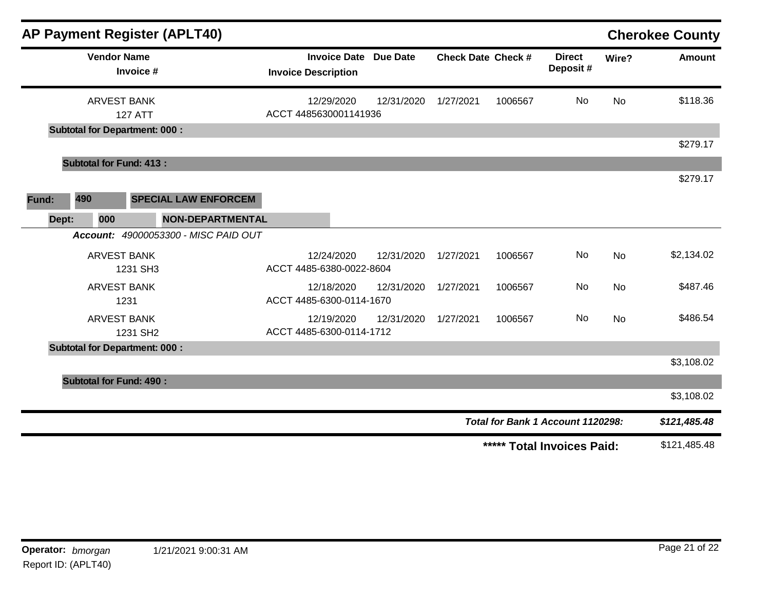## AP Payment Register (APLT40) — Cherokee County

| Vendor Name / Invoice # | Invoice Date | Invoice Description | Due Date | Check Date | Check # | Direct Deposit # | Wire? | Amount |
|---|---|---|---|---|---|---|---|---|
| ARVEST BANK / 127 ATT | 12/29/2020 | ACCT 4485630001141936 | 12/31/2020 | 1/27/2021 | 1006567 | No | No | $118.36 |
| **Subtotal for Department: 000 :** | | | | | | | | $279.17 |
| **Subtotal for Fund: 413 :** | | | | | | | | $279.17 |

**Fund:** 490 **SPECIAL LAW ENFORCEM**

**Dept:** 000 **NON-DEPARTMENTAL**

***Account:*** *49000053300 - MISC PAID OUT*

| Vendor Name / Invoice # | Invoice Date | Invoice Description | Due Date | Check Date | Check # | Direct Deposit # | Wire? | Amount |
|---|---|---|---|---|---|---|---|---|
| ARVEST BANK / 1231 SH3 | 12/24/2020 | ACCT 4485-6380-0022-8604 | 12/31/2020 | 1/27/2021 | 1006567 | No | No | $2,134.02 |
| ARVEST BANK / 1231 | 12/18/2020 | ACCT 4485-6300-0114-1670 | 12/31/2020 | 1/27/2021 | 1006567 | No | No | $487.46 |
| ARVEST BANK / 1231 SH2 | 12/19/2020 | ACCT 4485-6300-0114-1712 | 12/31/2020 | 1/27/2021 | 1006567 | No | No | $486.54 |
| **Subtotal for Department: 000 :** | | | | | | | | $3,108.02 |
| **Subtotal for Fund: 490 :** | | | | | | | | $3,108.02 |

***Total for Bank 1 Account 1120298:*** ***$121,485.48***

**\*\*\*\*\* Total Invoices Paid:** $121,485.48

**Operator:** *bmorgan* 1/21/2021 9:00:31 AM

Report ID: (APLT40)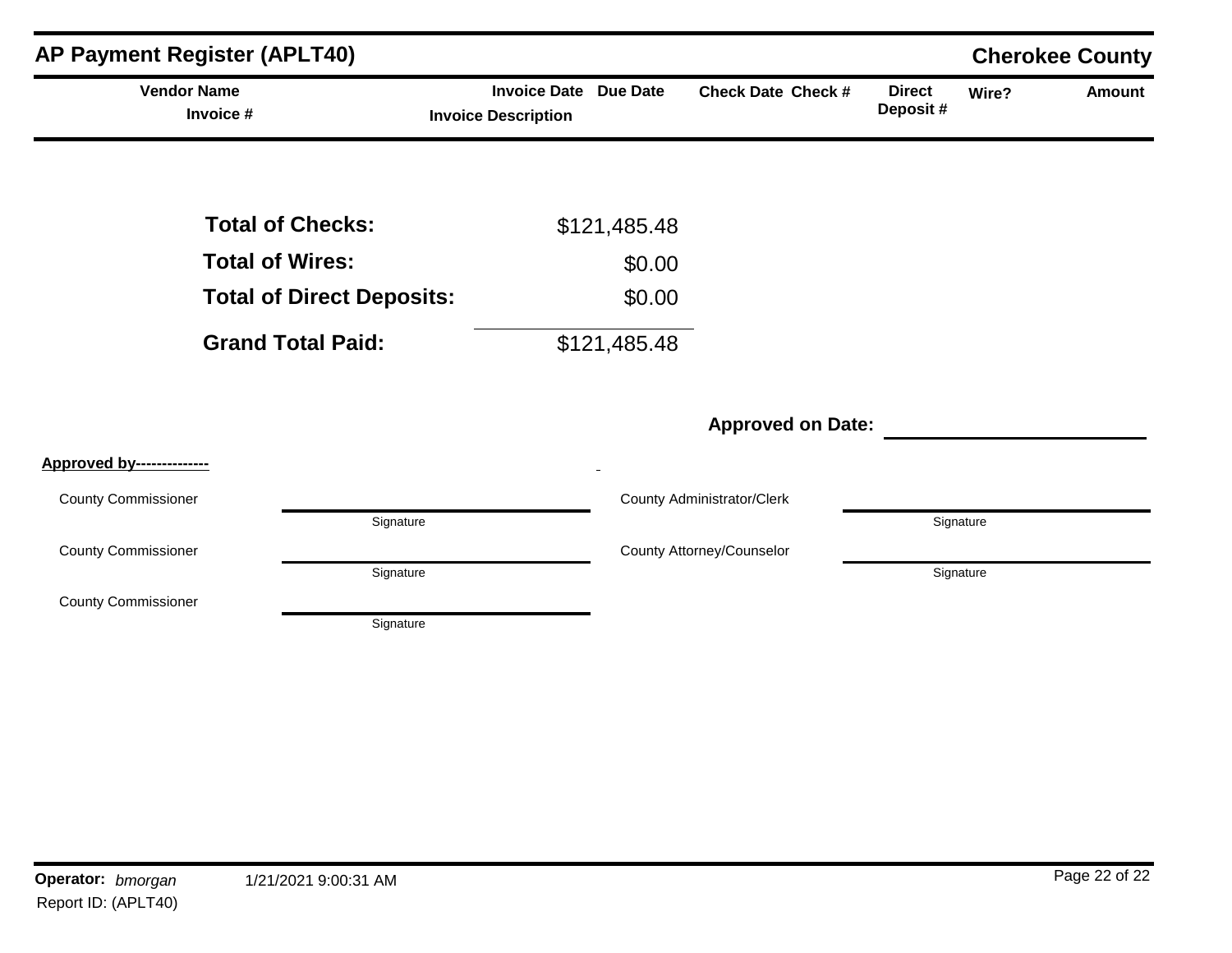## AP Payment Register (APLT40)

**Cherokee County**

| Vendor Name / Invoice # | Invoice Date / Invoice Description | Due Date | Check Date | Check # | Direct Deposit # | Wire? | Amount |
|---|---|---|---|---|---|---|---|

| | |
|---|---|
| **Total of Checks:** | $121,485.48 |
| **Total of Wires:** | $0.00 |
| **Total of Direct Deposits:** | $0.00 |
| **Grand Total Paid:** | $121,485.48 |

**Approved on Date:** ______________________

**Approved by--------------**

County Commissioner ______________________ Signature

County Administrator/Clerk ______________________ Signature

County Commissioner ______________________ Signature

County Attorney/Counselor ______________________ Signature

County Commissioner ______________________ Signature

**Operator:** *bmorgan* 1/21/2021 9:00:31 AM

Report ID: (APLT40)